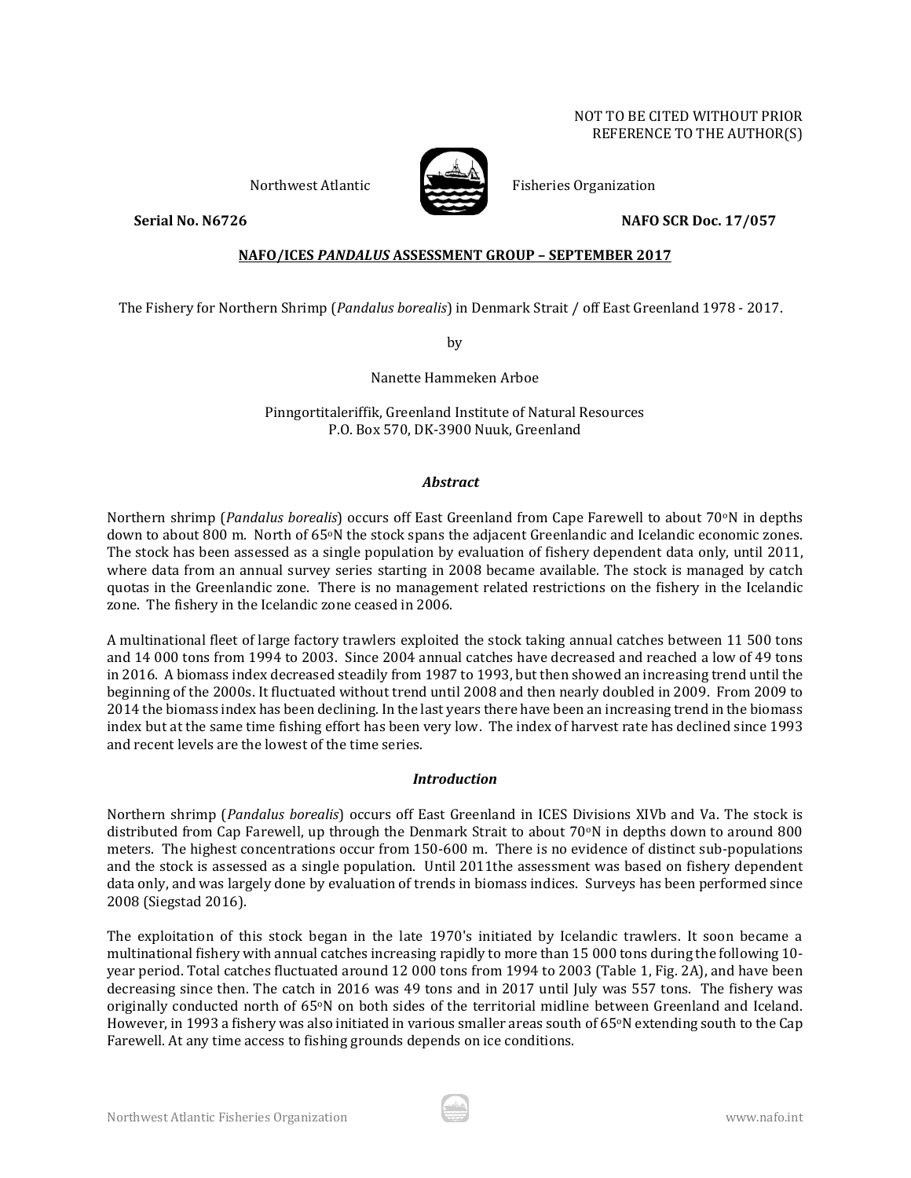NOT TO BE CITED WITHOUT PRIOR
REFERENCE TO THE AUTHOR(S)

Northwest Atlantic Fisheries Organization

**Serial No. N6726** **NAFO SCR Doc. 17/057**

**NAFO/ICES *PANDALUS* ASSESSMENT GROUP – SEPTEMBER 2017**

The Fishery for Northern Shrimp (*Pandalus borealis*) in Denmark Strait / off East Greenland 1978 - 2017.

by

Nanette Hammeken Arboe

Pinngortitaleriffik, Greenland Institute of Natural Resources
P.O. Box 570, DK-3900 Nuuk, Greenland

### *Abstract*

Northern shrimp (*Pandalus borealis*) occurs off East Greenland from Cape Farewell to about 70°N in depths down to about 800 m. North of 65°N the stock spans the adjacent Greenlandic and Icelandic economic zones. The stock has been assessed as a single population by evaluation of fishery dependent data only, until 2011, where data from an annual survey series starting in 2008 became available. The stock is managed by catch quotas in the Greenlandic zone. There is no management related restrictions on the fishery in the Icelandic zone. The fishery in the Icelandic zone ceased in 2006.

A multinational fleet of large factory trawlers exploited the stock taking annual catches between 11 500 tons and 14 000 tons from 1994 to 2003. Since 2004 annual catches have decreased and reached a low of 49 tons in 2016. A biomass index decreased steadily from 1987 to 1993, but then showed an increasing trend until the beginning of the 2000s. It fluctuated without trend until 2008 and then nearly doubled in 2009. From 2009 to 2014 the biomass index has been declining. In the last years there have been an increasing trend in the biomass index but at the same time fishing effort has been very low. The index of harvest rate has declined since 1993 and recent levels are the lowest of the time series.

### *Introduction*

Northern shrimp (*Pandalus borealis*) occurs off East Greenland in ICES Divisions XIVb and Va. The stock is distributed from Cap Farewell, up through the Denmark Strait to about 70°N in depths down to around 800 meters. The highest concentrations occur from 150-600 m. There is no evidence of distinct sub-populations and the stock is assessed as a single population. Until 2011the assessment was based on fishery dependent data only, and was largely done by evaluation of trends in biomass indices. Surveys has been performed since 2008 (Siegstad 2016).

The exploitation of this stock began in the late 1970's initiated by Icelandic trawlers. It soon became a multinational fishery with annual catches increasing rapidly to more than 15 000 tons during the following 10-year period. Total catches fluctuated around 12 000 tons from 1994 to 2003 (Table 1, Fig. 2A), and have been decreasing since then. The catch in 2016 was 49 tons and in 2017 until July was 557 tons. The fishery was originally conducted north of 65°N on both sides of the territorial midline between Greenland and Iceland. However, in 1993 a fishery was also initiated in various smaller areas south of 65°N extending south to the Cap Farewell. At any time access to fishing grounds depends on ice conditions.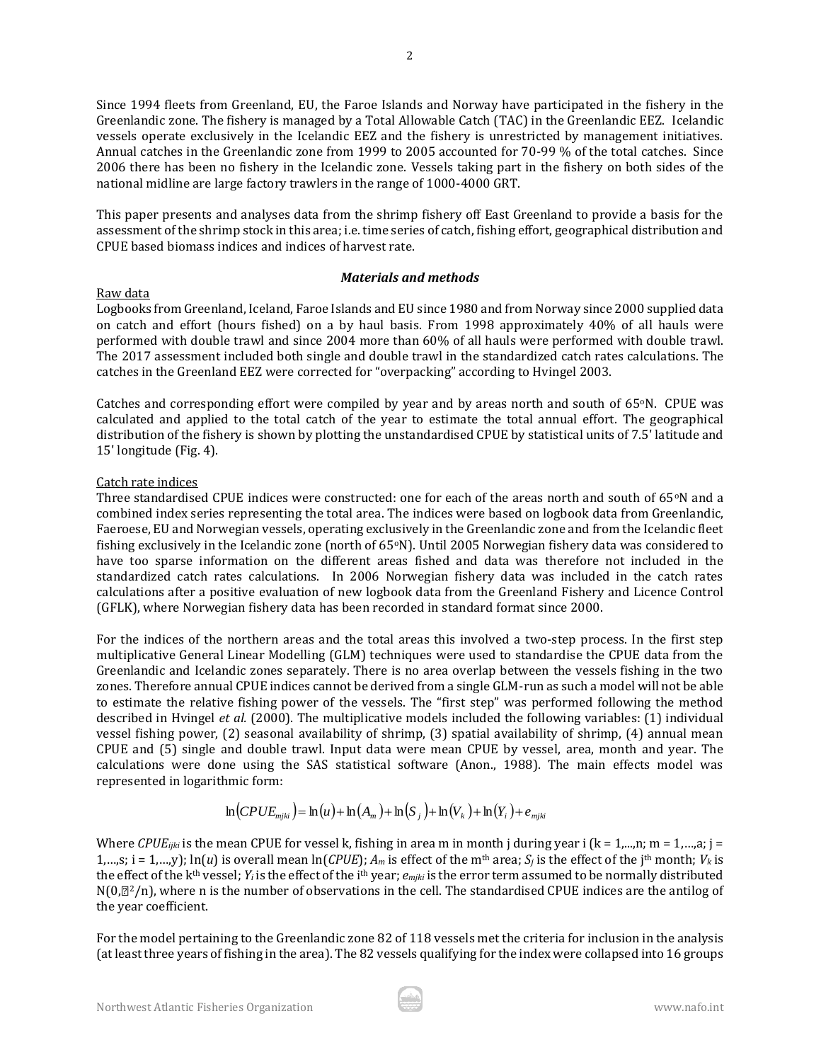Since 1994 fleets from Greenland, EU, the Faroe Islands and Norway have participated in the fishery in the Greenlandic zone. The fishery is managed by a Total Allowable Catch (TAC) in the Greenlandic EEZ. Icelandic vessels operate exclusively in the Icelandic EEZ and the fishery is unrestricted by management initiatives. Annual catches in the Greenlandic zone from 1999 to 2005 accounted for 70-99 % of the total catches. Since 2006 there has been no fishery in the Icelandic zone. Vessels taking part in the fishery on both sides of the national midline are large factory trawlers in the range of 1000-4000 GRT.

This paper presents and analyses data from the shrimp fishery off East Greenland to provide a basis for the assessment of the shrimp stock in this area; i.e. time series of catch, fishing effort, geographical distribution and CPUE based biomass indices and indices of harvest rate.

### *Materials and methods*

Raw data

Logbooks from Greenland, Iceland, Faroe Islands and EU since 1980 and from Norway since 2000 supplied data on catch and effort (hours fished) on a by haul basis. From 1998 approximately 40% of all hauls were performed with double trawl and since 2004 more than 60% of all hauls were performed with double trawl. The 2017 assessment included both single and double trawl in the standardized catch rates calculations. The catches in the Greenland EEZ were corrected for "overpacking" according to Hvingel 2003.

Catches and corresponding effort were compiled by year and by areas north and south of 65°N. CPUE was calculated and applied to the total catch of the year to estimate the total annual effort. The geographical distribution of the fishery is shown by plotting the unstandardised CPUE by statistical units of 7.5' latitude and 15' longitude (Fig. 4).

Catch rate indices

Three standardised CPUE indices were constructed: one for each of the areas north and south of 65°N and a combined index series representing the total area. The indices were based on logbook data from Greenlandic, Faeroese, EU and Norwegian vessels, operating exclusively in the Greenlandic zone and from the Icelandic fleet fishing exclusively in the Icelandic zone (north of 65°N). Until 2005 Norwegian fishery data was considered to have too sparse information on the different areas fished and data was therefore not included in the standardized catch rates calculations. In 2006 Norwegian fishery data was included in the catch rates calculations after a positive evaluation of new logbook data from the Greenland Fishery and Licence Control (GFLK), where Norwegian fishery data has been recorded in standard format since 2000.

For the indices of the northern areas and the total areas this involved a two-step process. In the first step multiplicative General Linear Modelling (GLM) techniques were used to standardise the CPUE data from the Greenlandic and Icelandic zones separately. There is no area overlap between the vessels fishing in the two zones. Therefore annual CPUE indices cannot be derived from a single GLM-run as such a model will not be able to estimate the relative fishing power of the vessels. The "first step" was performed following the method described in Hvingel *et al.* (2000). The multiplicative models included the following variables: (1) individual vessel fishing power, (2) seasonal availability of shrimp, (3) spatial availability of shrimp, (4) annual mean CPUE and (5) single and double trawl. Input data were mean CPUE by vessel, area, month and year. The calculations were done using the SAS statistical software (Anon., 1988). The main effects model was represented in logarithmic form:

$$\ln(CPUE_{mjki}) = \ln(u) + \ln(A_m) + \ln(S_j) + \ln(V_k) + \ln(Y_i) + e_{mjki}$$

Where $CPUE_{ijki}$ is the mean CPUE for vessel k, fishing in area m in month j during year i (k = 1,...,n; m = 1,…,a; j = 1,…,s; i = 1,…,y); ln($u$) is overall mean ln($CPUE$); $A_m$ is effect of the m[th] area; $S_j$ is the effect of the j[th] month; $V_k$ is the effect of the k[th] vessel; $Y_i$ is the effect of the i[th] year; $e_{mjki}$ is the error term assumed to be normally distributed N(0,$\sigma^2$/n), where n is the number of observations in the cell. The standardised CPUE indices are the antilog of the year coefficient.

For the model pertaining to the Greenlandic zone 82 of 118 vessels met the criteria for inclusion in the analysis (at least three years of fishing in the area). The 82 vessels qualifying for the index were collapsed into 16 groups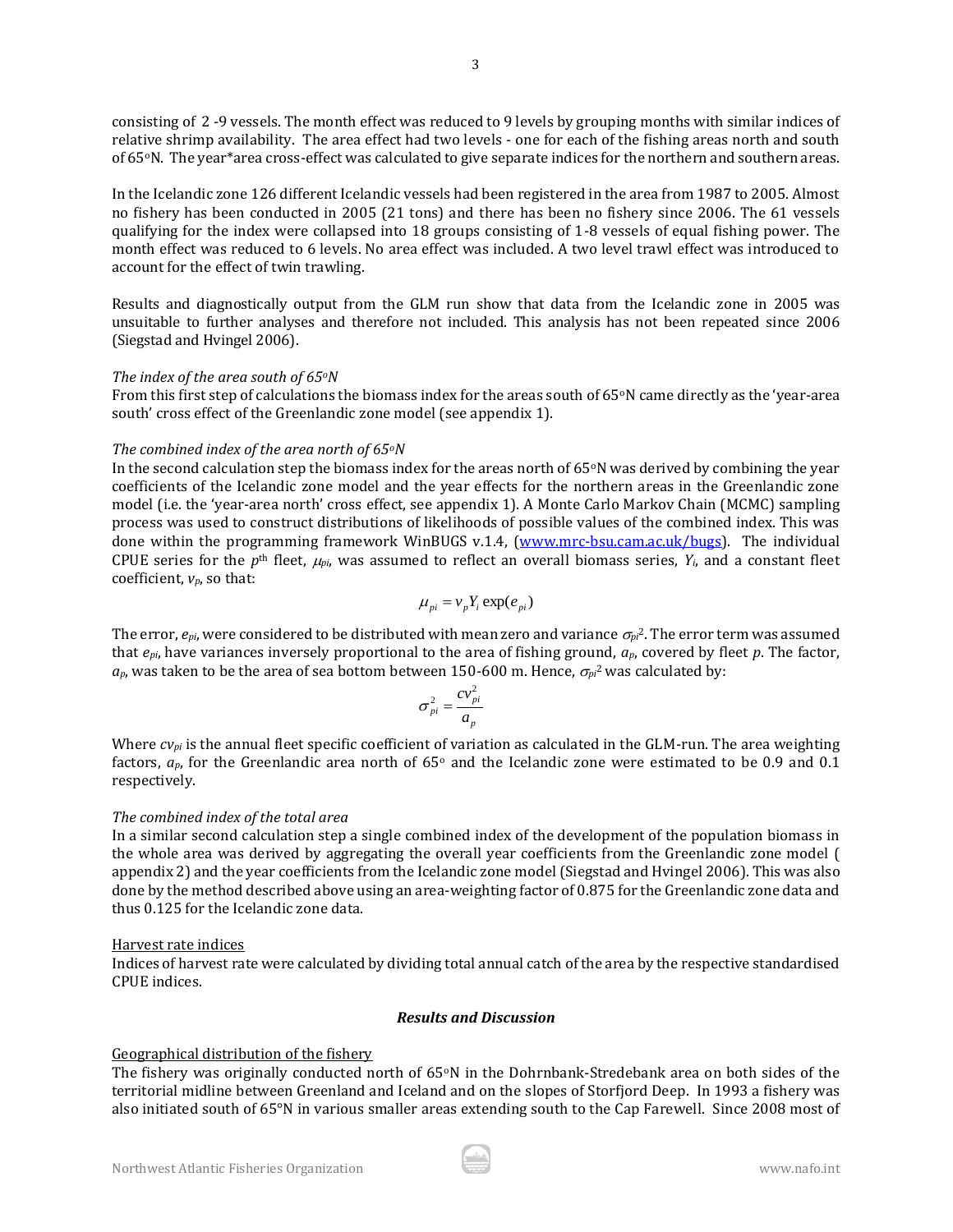consisting of 2 -9 vessels. The month effect was reduced to 9 levels by grouping months with similar indices of relative shrimp availability. The area effect had two levels - one for each of the fishing areas north and south of 65°N. The year*area cross-effect was calculated to give separate indices for the northern and southern areas.

In the Icelandic zone 126 different Icelandic vessels had been registered in the area from 1987 to 2005. Almost no fishery has been conducted in 2005 (21 tons) and there has been no fishery since 2006. The 61 vessels qualifying for the index were collapsed into 18 groups consisting of 1-8 vessels of equal fishing power. The month effect was reduced to 6 levels. No area effect was included. A two level trawl effect was introduced to account for the effect of twin trawling.

Results and diagnostically output from the GLM run show that data from the Icelandic zone in 2005 was unsuitable to further analyses and therefore not included. This analysis has not been repeated since 2006 (Siegstad and Hvingel 2006).

*The index of the area south of 65°N*

From this first step of calculations the biomass index for the areas south of 65°N came directly as the 'year-area south' cross effect of the Greenlandic zone model (see appendix 1).

*The combined index of the area north of 65°N*

In the second calculation step the biomass index for the areas north of 65°N was derived by combining the year coefficients of the Icelandic zone model and the year effects for the northern areas in the Greenlandic zone model (i.e. the 'year-area north' cross effect, see appendix 1). A Monte Carlo Markov Chain (MCMC) sampling process was used to construct distributions of likelihoods of possible values of the combined index. This was done within the programming framework WinBUGS v.1.4, (www.mrc-bsu.cam.ac.uk/bugs). The individual CPUE series for the $p^{th}$ fleet, $\mu_{pi}$, was assumed to reflect an overall biomass series, $Y_i$, and a constant fleet coefficient, $v_p$, so that:

$$\mu_{pi} = v_p Y_i \exp(e_{pi})$$

The error, $e_{pi}$, were considered to be distributed with mean zero and variance $\sigma_{pi}^2$. The error term was assumed that $e_{pi}$, have variances inversely proportional to the area of fishing ground, $a_p$, covered by fleet $p$. The factor, $a_p$, was taken to be the area of sea bottom between 150-600 m. Hence, $\sigma_{pi}^2$ was calculated by:

$$\sigma_{pi}^2 = \frac{cv_{pi}^2}{a_p}$$

Where $cv_{pi}$ is the annual fleet specific coefficient of variation as calculated in the GLM-run. The area weighting factors, $a_p$, for the Greenlandic area north of 65° and the Icelandic zone were estimated to be 0.9 and 0.1 respectively.

*The combined index of the total area*

In a similar second calculation step a single combined index of the development of the population biomass in the whole area was derived by aggregating the overall year coefficients from the Greenlandic zone model ( appendix 2) and the year coefficients from the Icelandic zone model (Siegstad and Hvingel 2006). This was also done by the method described above using an area-weighting factor of 0.875 for the Greenlandic zone data and thus 0.125 for the Icelandic zone data.

Harvest rate indices

Indices of harvest rate were calculated by dividing total annual catch of the area by the respective standardised CPUE indices.

## ***Results and Discussion***

Geographical distribution of the fishery

The fishery was originally conducted north of 65°N in the Dohrnbank-Stredebank area on both sides of the territorial midline between Greenland and Iceland and on the slopes of Storfjord Deep. In 1993 a fishery was also initiated south of 65°N in various smaller areas extending south to the Cap Farewell. Since 2008 most of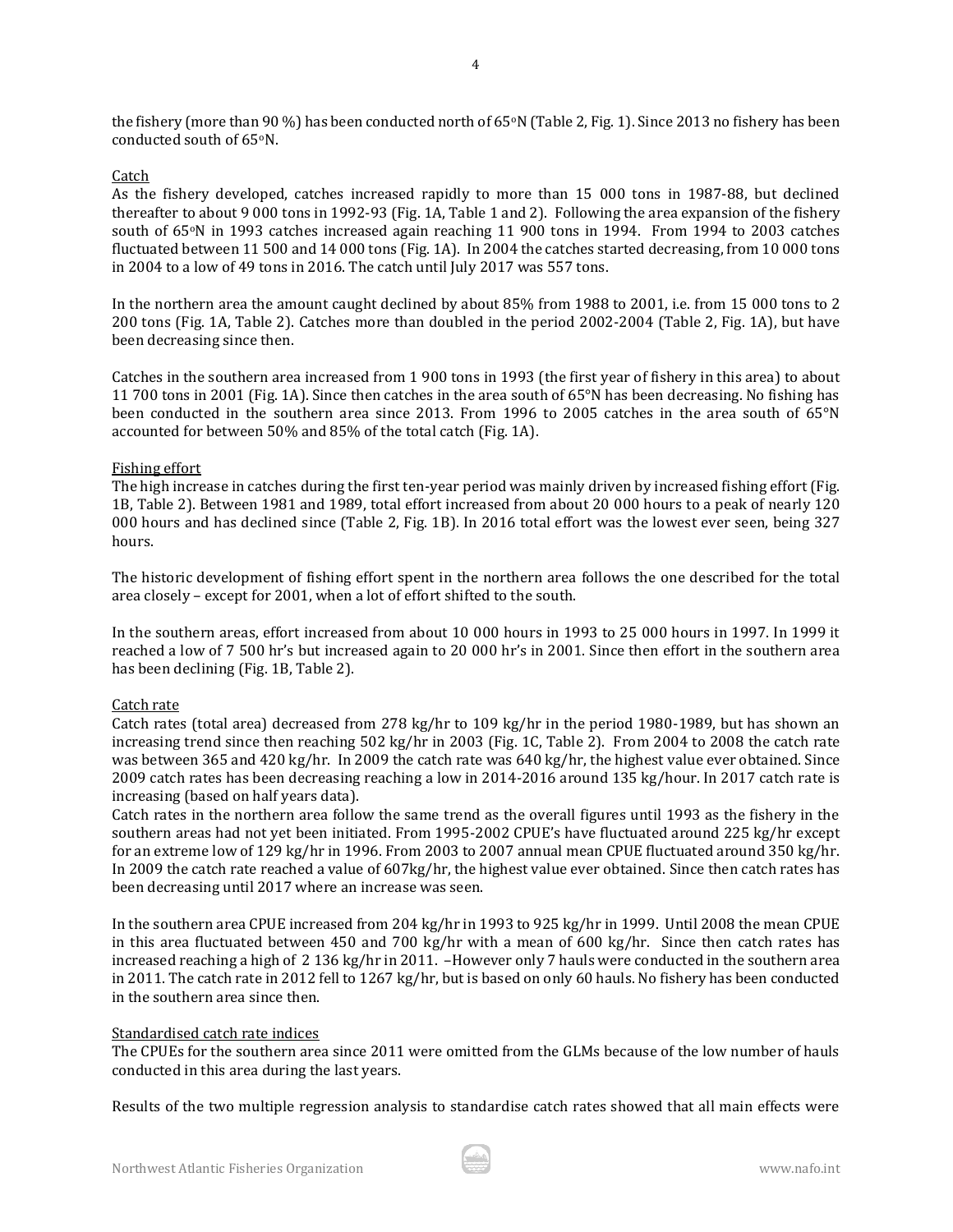the fishery (more than 90 %) has been conducted north of 65°N (Table 2, Fig. 1). Since 2013 no fishery has been conducted south of 65°N.

Catch

As the fishery developed, catches increased rapidly to more than 15 000 tons in 1987-88, but declined thereafter to about 9 000 tons in 1992-93 (Fig. 1A, Table 1 and 2). Following the area expansion of the fishery south of 65°N in 1993 catches increased again reaching 11 900 tons in 1994. From 1994 to 2003 catches fluctuated between 11 500 and 14 000 tons (Fig. 1A). In 2004 the catches started decreasing, from 10 000 tons in 2004 to a low of 49 tons in 2016. The catch until July 2017 was 557 tons.

In the northern area the amount caught declined by about 85% from 1988 to 2001, i.e. from 15 000 tons to 2 200 tons (Fig. 1A, Table 2). Catches more than doubled in the period 2002-2004 (Table 2, Fig. 1A), but have been decreasing since then.

Catches in the southern area increased from 1 900 tons in 1993 (the first year of fishery in this area) to about 11 700 tons in 2001 (Fig. 1A). Since then catches in the area south of 65°N has been decreasing. No fishing has been conducted in the southern area since 2013. From 1996 to 2005 catches in the area south of 65°N accounted for between 50% and 85% of the total catch (Fig. 1A).

Fishing effort

The high increase in catches during the first ten-year period was mainly driven by increased fishing effort (Fig. 1B, Table 2). Between 1981 and 1989, total effort increased from about 20 000 hours to a peak of nearly 120 000 hours and has declined since (Table 2, Fig. 1B). In 2016 total effort was the lowest ever seen, being 327 hours.

The historic development of fishing effort spent in the northern area follows the one described for the total area closely – except for 2001, when a lot of effort shifted to the south.

In the southern areas, effort increased from about 10 000 hours in 1993 to 25 000 hours in 1997. In 1999 it reached a low of 7 500 hr's but increased again to 20 000 hr's in 2001. Since then effort in the southern area has been declining (Fig. 1B, Table 2).

Catch rate

Catch rates (total area) decreased from 278 kg/hr to 109 kg/hr in the period 1980-1989, but has shown an increasing trend since then reaching 502 kg/hr in 2003 (Fig. 1C, Table 2). From 2004 to 2008 the catch rate was between 365 and 420 kg/hr. In 2009 the catch rate was 640 kg/hr, the highest value ever obtained. Since 2009 catch rates has been decreasing reaching a low in 2014-2016 around 135 kg/hour. In 2017 catch rate is increasing (based on half years data).

Catch rates in the northern area follow the same trend as the overall figures until 1993 as the fishery in the southern areas had not yet been initiated. From 1995-2002 CPUE's have fluctuated around 225 kg/hr except for an extreme low of 129 kg/hr in 1996. From 2003 to 2007 annual mean CPUE fluctuated around 350 kg/hr. In 2009 the catch rate reached a value of 607kg/hr, the highest value ever obtained. Since then catch rates has been decreasing until 2017 where an increase was seen.

In the southern area CPUE increased from 204 kg/hr in 1993 to 925 kg/hr in 1999. Until 2008 the mean CPUE in this area fluctuated between 450 and 700 kg/hr with a mean of 600 kg/hr. Since then catch rates has increased reaching a high of 2 136 kg/hr in 2011. –However only 7 hauls were conducted in the southern area in 2011. The catch rate in 2012 fell to 1267 kg/hr, but is based on only 60 hauls. No fishery has been conducted in the southern area since then.

Standardised catch rate indices

The CPUEs for the southern area since 2011 were omitted from the GLMs because of the low number of hauls conducted in this area during the last years.

Results of the two multiple regression analysis to standardise catch rates showed that all main effects were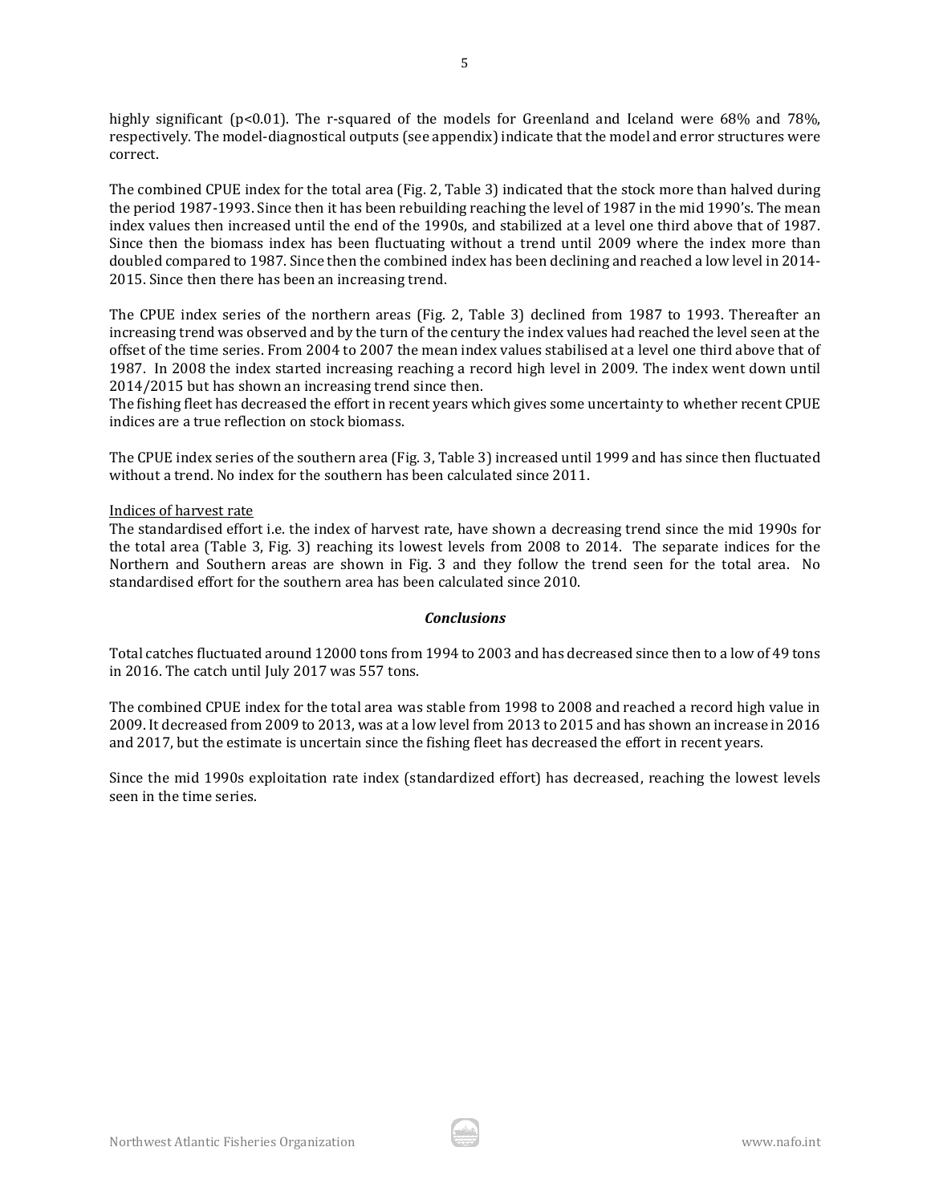highly significant ($p<0.01$). The r-squared of the models for Greenland and Iceland were 68% and 78%, respectively. The model-diagnostical outputs (see appendix) indicate that the model and error structures were correct.

The combined CPUE index for the total area (Fig. 2, Table 3) indicated that the stock more than halved during the period 1987-1993. Since then it has been rebuilding reaching the level of 1987 in the mid 1990's. The mean index values then increased until the end of the 1990s, and stabilized at a level one third above that of 1987. Since then the biomass index has been fluctuating without a trend until 2009 where the index more than doubled compared to 1987. Since then the combined index has been declining and reached a low level in 2014-2015. Since then there has been an increasing trend.

The CPUE index series of the northern areas (Fig. 2, Table 3) declined from 1987 to 1993. Thereafter an increasing trend was observed and by the turn of the century the index values had reached the level seen at the offset of the time series. From 2004 to 2007 the mean index values stabilised at a level one third above that of 1987. In 2008 the index started increasing reaching a record high level in 2009. The index went down until 2014/2015 but has shown an increasing trend since then.
The fishing fleet has decreased the effort in recent years which gives some uncertainty to whether recent CPUE indices are a true reflection on stock biomass.

The CPUE index series of the southern area (Fig. 3, Table 3) increased until 1999 and has since then fluctuated without a trend. No index for the southern has been calculated since 2011.

Indices of harvest rate

The standardised effort i.e. the index of harvest rate, have shown a decreasing trend since the mid 1990s for the total area (Table 3, Fig. 3) reaching its lowest levels from 2008 to 2014. The separate indices for the Northern and Southern areas are shown in Fig. 3 and they follow the trend seen for the total area. No standardised effort for the southern area has been calculated since 2010.

### ***Conclusions***

Total catches fluctuated around 12000 tons from 1994 to 2003 and has decreased since then to a low of 49 tons in 2016. The catch until July 2017 was 557 tons.

The combined CPUE index for the total area was stable from 1998 to 2008 and reached a record high value in 2009. It decreased from 2009 to 2013, was at a low level from 2013 to 2015 and has shown an increase in 2016 and 2017, but the estimate is uncertain since the fishing fleet has decreased the effort in recent years.

Since the mid 1990s exploitation rate index (standardized effort) has decreased, reaching the lowest levels seen in the time series.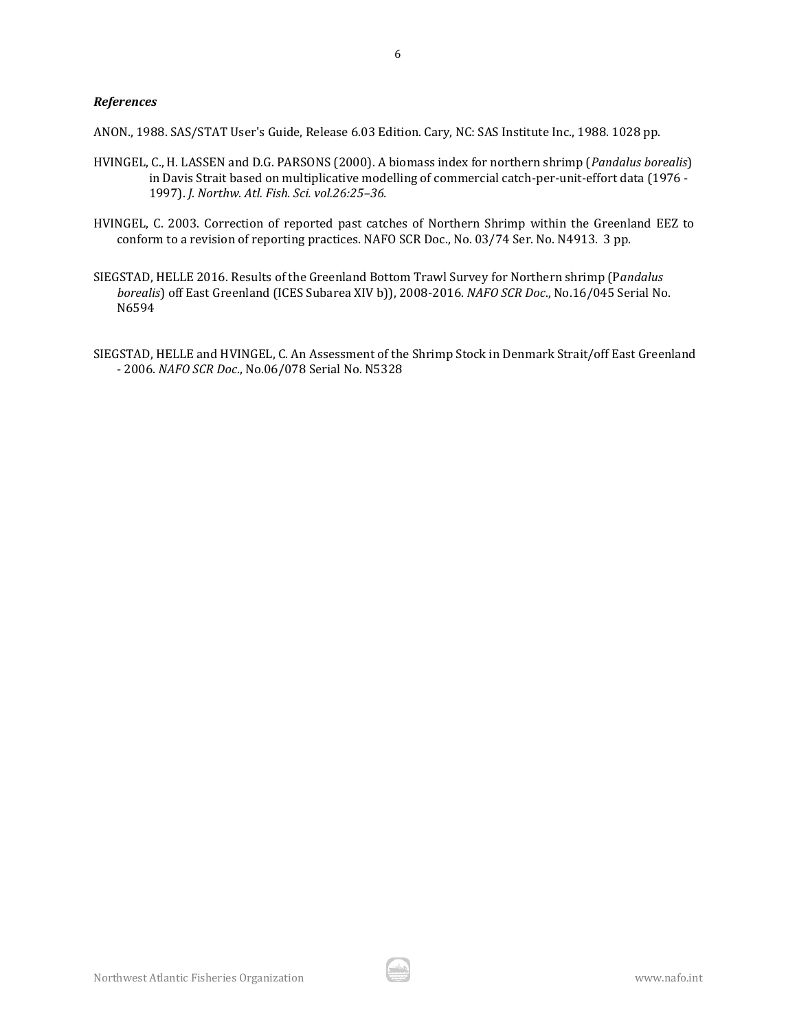***References***

ANON., 1988. SAS/STAT User's Guide, Release 6.03 Edition. Cary, NC: SAS Institute Inc., 1988. 1028 pp.

HVINGEL, C., H. LASSEN and D.G. PARSONS (2000). A biomass index for northern shrimp (*Pandalus borealis*) in Davis Strait based on multiplicative modelling of commercial catch-per-unit-effort data (1976 - 1997). *J. Northw. Atl. Fish. Sci. vol.26:25–36.*

HVINGEL, C. 2003. Correction of reported past catches of Northern Shrimp within the Greenland EEZ to conform to a revision of reporting practices. NAFO SCR Doc., No. 03/74 Ser. No. N4913. 3 pp.

SIEGSTAD, HELLE 2016. Results of the Greenland Bottom Trawl Survey for Northern shrimp (P*andalus borealis*) off East Greenland (ICES Subarea XIV b)), 2008-2016. *NAFO SCR Doc*., No.16/045 Serial No. N6594

SIEGSTAD, HELLE and HVINGEL, C. An Assessment of the Shrimp Stock in Denmark Strait/off East Greenland - 2006. *NAFO SCR Doc*., No.06/078 Serial No. N5328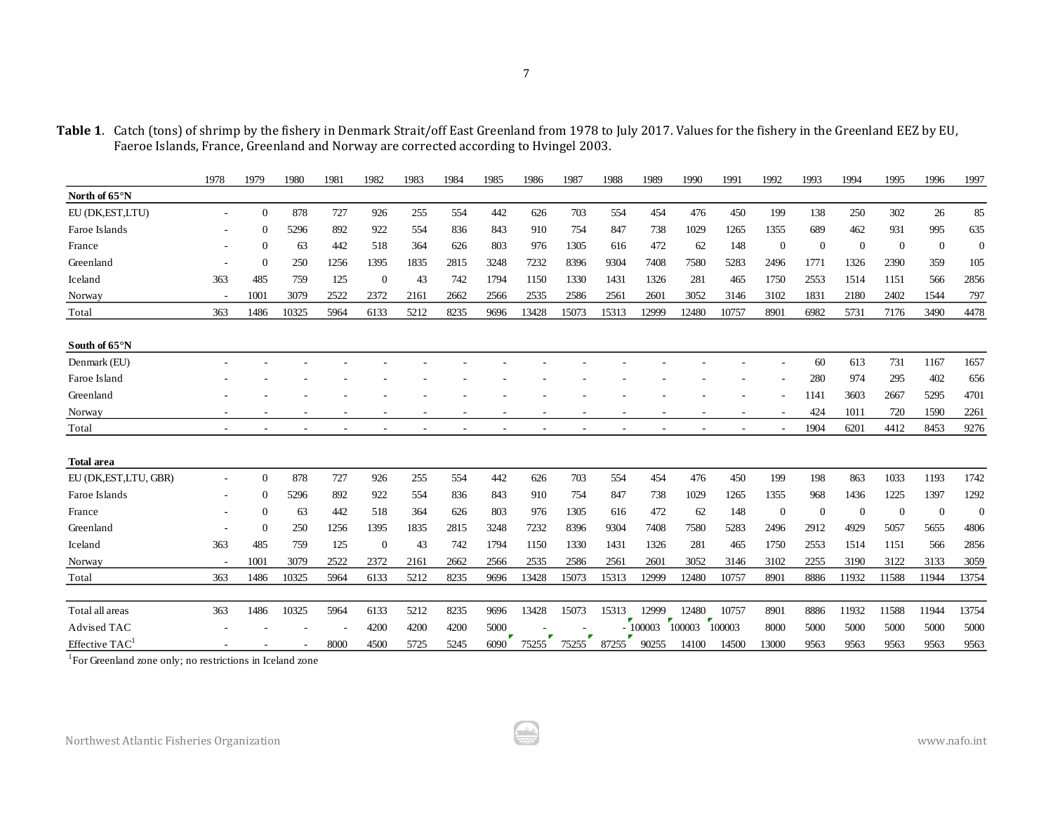**Table 1**. Catch (tons) of shrimp by the fishery in Denmark Strait/off East Greenland from 1978 to July 2017. Values for the fishery in the Greenland EEZ by EU, Faeroe Islands, France, Greenland and Norway are corrected according to Hvingel 2003.

| | 1978 | 1979 | 1980 | 1981 | 1982 | 1983 | 1984 | 1985 | 1986 | 1987 | 1988 | 1989 | 1990 | 1991 | 1992 | 1993 | 1994 | 1995 | 1996 | 1997 |
|---|---|---|---|---|---|---|---|---|---|---|---|---|---|---|---|---|---|---|---|---|
| **North of 65°N** | | | | | | | | | | | | | | | | | | | | |
| EU (DK,EST,LTU) | - | 0 | 878 | 727 | 926 | 255 | 554 | 442 | 626 | 703 | 554 | 454 | 476 | 450 | 199 | 138 | 250 | 302 | 26 | 85 |
| Faroe Islands | - | 0 | 5296 | 892 | 922 | 554 | 836 | 843 | 910 | 754 | 847 | 738 | 1029 | 1265 | 1355 | 689 | 462 | 931 | 995 | 635 |
| France | - | 0 | 63 | 442 | 518 | 364 | 626 | 803 | 976 | 1305 | 616 | 472 | 62 | 148 | 0 | 0 | 0 | 0 | 0 | 0 |
| Greenland | - | 0 | 250 | 1256 | 1395 | 1835 | 2815 | 3248 | 7232 | 8396 | 9304 | 7408 | 7580 | 5283 | 2496 | 1771 | 1326 | 2390 | 359 | 105 |
| Iceland | 363 | 485 | 759 | 125 | 0 | 43 | 742 | 1794 | 1150 | 1330 | 1431 | 1326 | 281 | 465 | 1750 | 2553 | 1514 | 1151 | 566 | 2856 |
| Norway | - | 1001 | 3079 | 2522 | 2372 | 2161 | 2662 | 2566 | 2535 | 2586 | 2561 | 2601 | 3052 | 3146 | 3102 | 1831 | 2180 | 2402 | 1544 | 797 |
| Total | 363 | 1486 | 10325 | 5964 | 6133 | 5212 | 8235 | 9696 | 13428 | 15073 | 15313 | 12999 | 12480 | 10757 | 8901 | 6982 | 5731 | 7176 | 3490 | 4478 |
| **South of 65°N** | | | | | | | | | | | | | | | | | | | | |
| Denmark (EU) | - | - | - | - | - | - | - | - | - | - | - | - | - | - | - | 60 | 613 | 731 | 1167 | 1657 |
| Faroe Island | - | - | - | - | - | - | - | - | - | - | - | - | - | - | - | 280 | 974 | 295 | 402 | 656 |
| Greenland | - | - | - | - | - | - | - | - | - | - | - | - | - | - | - | 1141 | 3603 | 2667 | 5295 | 4701 |
| Norway | - | - | - | - | - | - | - | - | - | - | - | - | - | - | - | 424 | 1011 | 720 | 1590 | 2261 |
| Total | - | - | - | - | - | - | - | - | - | - | - | - | - | - | - | 1904 | 6201 | 4412 | 8453 | 9276 |
| **Total area** | | | | | | | | | | | | | | | | | | | | |
| EU (DK,EST,LTU, GBR) | - | 0 | 878 | 727 | 926 | 255 | 554 | 442 | 626 | 703 | 554 | 454 | 476 | 450 | 199 | 198 | 863 | 1033 | 1193 | 1742 |
| Faroe Islands | - | 0 | 5296 | 892 | 922 | 554 | 836 | 843 | 910 | 754 | 847 | 738 | 1029 | 1265 | 1355 | 968 | 1436 | 1225 | 1397 | 1292 |
| France | - | 0 | 63 | 442 | 518 | 364 | 626 | 803 | 976 | 1305 | 616 | 472 | 62 | 148 | 0 | 0 | 0 | 0 | 0 | 0 |
| Greenland | - | 0 | 250 | 1256 | 1395 | 1835 | 2815 | 3248 | 7232 | 8396 | 9304 | 7408 | 7580 | 5283 | 2496 | 2912 | 4929 | 5057 | 5655 | 4806 |
| Iceland | 363 | 485 | 759 | 125 | 0 | 43 | 742 | 1794 | 1150 | 1330 | 1431 | 1326 | 281 | 465 | 1750 | 2553 | 1514 | 1151 | 566 | 2856 |
| Norway | - | 1001 | 3079 | 2522 | 2372 | 2161 | 2662 | 2566 | 2535 | 2586 | 2561 | 2601 | 3052 | 3146 | 3102 | 2255 | 3190 | 3122 | 3133 | 3059 |
| Total | 363 | 1486 | 10325 | 5964 | 6133 | 5212 | 8235 | 9696 | 13428 | 15073 | 15313 | 12999 | 12480 | 10757 | 8901 | 8886 | 11932 | 11588 | 11944 | 13754 |
| | | | | | | | | | | | | | | | | | | | | |
| Total all areas | 363 | 1486 | 10325 | 5964 | 6133 | 5212 | 8235 | 9696 | 13428 | 15073 | 15313 | 12999 | 12480 | 10757 | 8901 | 8886 | 11932 | 11588 | 11944 | 13754 |
| Advised TAC | - | - | - | - | 4200 | 4200 | 4200 | 5000 | - | - | - | 100003 | 100003 | 100003 | 8000 | 5000 | 5000 | 5000 | 5000 | 5000 |
| Effective TAC[1] | - | - | - | 8000 | 4500 | 5725 | 5245 | 6090 | 75255 | 75255 | 87255 | 90255 | 14100 | 14500 | 13000 | 9563 | 9563 | 9563 | 9563 | 9563 |

[1]For Greenland zone only; no restrictions in Iceland zone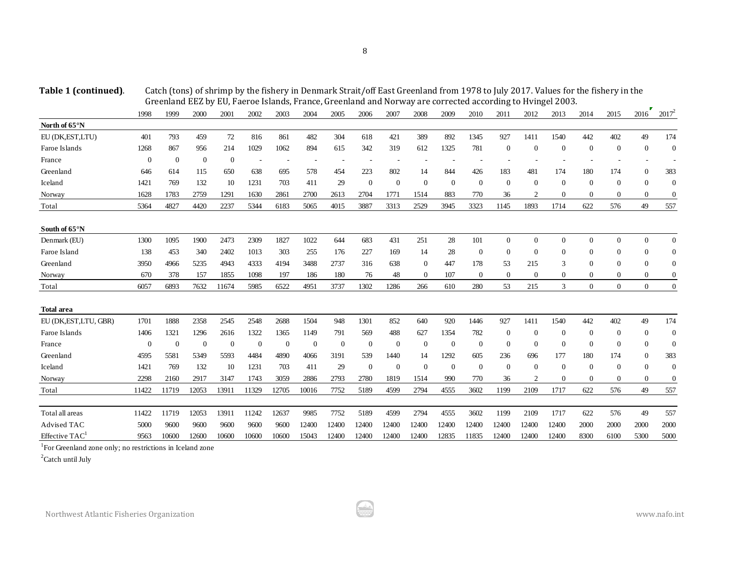**Table 1 (continued).** Catch (tons) of shrimp by the fishery in Denmark Strait/off East Greenland from 1978 to July 2017. Values for the fishery in the Greenland EEZ by EU, Faeroe Islands, France, Greenland and Norway are corrected according to Hvingel 2003.

| | 1998 | 1999 | 2000 | 2001 | 2002 | 2003 | 2004 | 2005 | 2006 | 2007 | 2008 | 2009 | 2010 | 2011 | 2012 | 2013 | 2014 | 2015 | 2016 | 2017[2] |
|---|---|---|---|---|---|---|---|---|---|---|---|---|---|---|---|---|---|---|---|---|
| **North of 65°N** | | | | | | | | | | | | | | | | | | | | |
| EU (DK,EST,LTU) | 401 | 793 | 459 | 72 | 816 | 861 | 482 | 304 | 618 | 421 | 389 | 892 | 1345 | 927 | 1411 | 1540 | 442 | 402 | 49 | 174 |
| Faroe Islands | 1268 | 867 | 956 | 214 | 1029 | 1062 | 894 | 615 | 342 | 319 | 612 | 1325 | 781 | 0 | 0 | 0 | 0 | 0 | 0 | 0 |
| France | 0 | 0 | 0 | 0 | - | - | - | - | - | - | - | - | - | - | - | - | - | - | - | - |
| Greenland | 646 | 614 | 115 | 650 | 638 | 695 | 578 | 454 | 223 | 802 | 14 | 844 | 426 | 183 | 481 | 174 | 180 | 174 | 0 | 383 |
| Iceland | 1421 | 769 | 132 | 10 | 1231 | 703 | 411 | 29 | 0 | 0 | 0 | 0 | 0 | 0 | 0 | 0 | 0 | 0 | 0 | 0 |
| Norway | 1628 | 1783 | 2759 | 1291 | 1630 | 2861 | 2700 | 2613 | 2704 | 1771 | 1514 | 883 | 770 | 36 | 2 | 0 | 0 | 0 | 0 | 0 |
| Total | 5364 | 4827 | 4420 | 2237 | 5344 | 6183 | 5065 | 4015 | 3887 | 3313 | 2529 | 3945 | 3323 | 1145 | 1893 | 1714 | 622 | 576 | 49 | 557 |
| **South of 65°N** | | | | | | | | | | | | | | | | | | | | |
| Denmark (EU) | 1300 | 1095 | 1900 | 2473 | 2309 | 1827 | 1022 | 644 | 683 | 431 | 251 | 28 | 101 | 0 | 0 | 0 | 0 | 0 | 0 | 0 |
| Faroe Island | 138 | 453 | 340 | 2402 | 1013 | 303 | 255 | 176 | 227 | 169 | 14 | 28 | 0 | 0 | 0 | 0 | 0 | 0 | 0 | 0 |
| Greenland | 3950 | 4966 | 5235 | 4943 | 4333 | 4194 | 3488 | 2737 | 316 | 638 | 0 | 447 | 178 | 53 | 215 | 3 | 0 | 0 | 0 | 0 |
| Norway | 670 | 378 | 157 | 1855 | 1098 | 197 | 186 | 180 | 76 | 48 | 0 | 107 | 0 | 0 | 0 | 0 | 0 | 0 | 0 | 0 |
| Total | 6057 | 6893 | 7632 | 11674 | 5985 | 6522 | 4951 | 3737 | 1302 | 1286 | 266 | 610 | 280 | 53 | 215 | 3 | 0 | 0 | 0 | 0 |
| **Total area** | | | | | | | | | | | | | | | | | | | | |
| EU (DK,EST,LTU, GBR) | 1701 | 1888 | 2358 | 2545 | 2548 | 2688 | 1504 | 948 | 1301 | 852 | 640 | 920 | 1446 | 927 | 1411 | 1540 | 442 | 402 | 49 | 174 |
| Faroe Islands | 1406 | 1321 | 1296 | 2616 | 1322 | 1365 | 1149 | 791 | 569 | 488 | 627 | 1354 | 782 | 0 | 0 | 0 | 0 | 0 | 0 | 0 |
| France | 0 | 0 | 0 | 0 | 0 | 0 | 0 | 0 | 0 | 0 | 0 | 0 | 0 | 0 | 0 | 0 | 0 | 0 | 0 | 0 |
| Greenland | 4595 | 5581 | 5349 | 5593 | 4484 | 4890 | 4066 | 3191 | 539 | 1440 | 14 | 1292 | 605 | 236 | 696 | 177 | 180 | 174 | 0 | 383 |
| Iceland | 1421 | 769 | 132 | 10 | 1231 | 703 | 411 | 29 | 0 | 0 | 0 | 0 | 0 | 0 | 0 | 0 | 0 | 0 | 0 | 0 |
| Norway | 2298 | 2160 | 2917 | 3147 | 1743 | 3059 | 2886 | 2793 | 2780 | 1819 | 1514 | 990 | 770 | 36 | 2 | 0 | 0 | 0 | 0 | 0 |
| Total | 11422 | 11719 | 12053 | 13911 | 11329 | 12705 | 10016 | 7752 | 5189 | 4599 | 2794 | 4555 | 3602 | 1199 | 2109 | 1717 | 622 | 576 | 49 | 557 |
| Total all areas | 11422 | 11719 | 12053 | 13911 | 11242 | 12637 | 9985 | 7752 | 5189 | 4599 | 2794 | 4555 | 3602 | 1199 | 2109 | 1717 | 622 | 576 | 49 | 557 |
| Advised TAC | 5000 | 9600 | 9600 | 9600 | 9600 | 9600 | 12400 | 12400 | 12400 | 12400 | 12400 | 12400 | 12400 | 12400 | 12400 | 12400 | 2000 | 2000 | 2000 | 2000 |
| Effective TAC[1] | 9563 | 10600 | 12600 | 10600 | 10600 | 10600 | 15043 | 12400 | 12400 | 12400 | 12400 | 12835 | 11835 | 12400 | 12400 | 12400 | 8300 | 6100 | 5300 | 5000 |

[1] For Greenland zone only; no restrictions in Iceland zone

[2] Catch until July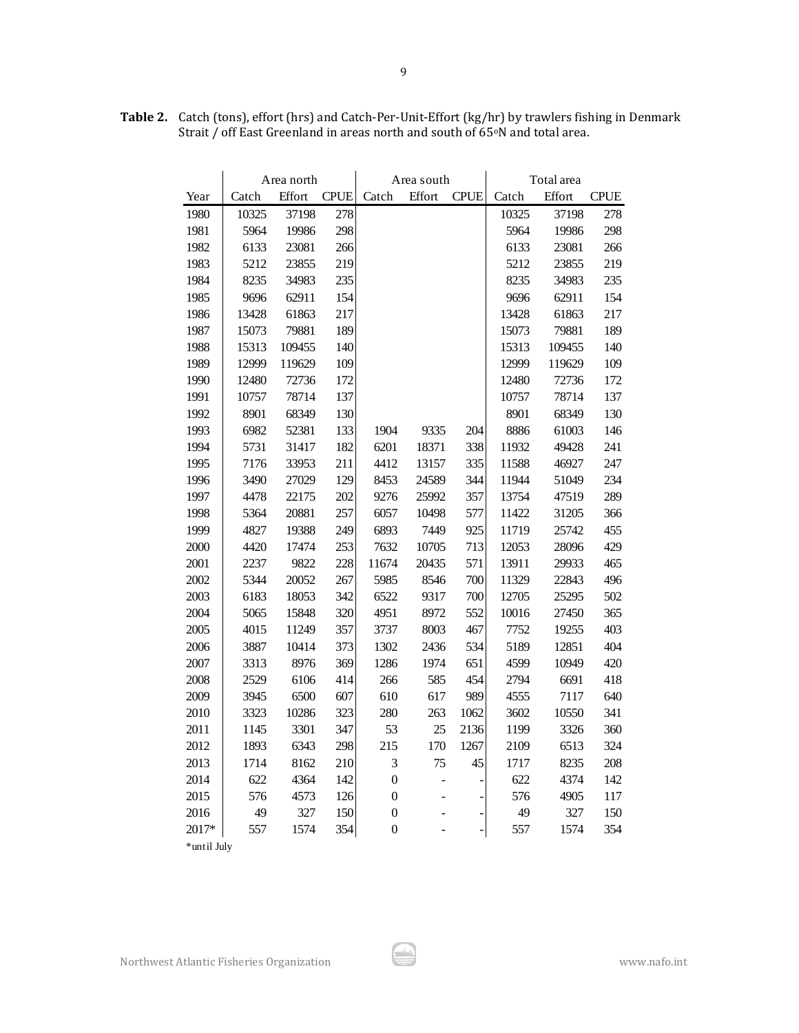**Table 2.** Catch (tons), effort (hrs) and Catch-Per-Unit-Effort (kg/hr) by trawlers fishing in Denmark Strait / off East Greenland in areas north and south of 65°N and total area.

| | Area north | | | Area south | | | Total area | | |
|---|---|---|---|---|---|---|---|---|---|
| Year | Catch | Effort | CPUE | Catch | Effort | CPUE | Catch | Effort | CPUE |
| 1980 | 10325 | 37198 | 278 | | | | 10325 | 37198 | 278 |
| 1981 | 5964 | 19986 | 298 | | | | 5964 | 19986 | 298 |
| 1982 | 6133 | 23081 | 266 | | | | 6133 | 23081 | 266 |
| 1983 | 5212 | 23855 | 219 | | | | 5212 | 23855 | 219 |
| 1984 | 8235 | 34983 | 235 | | | | 8235 | 34983 | 235 |
| 1985 | 9696 | 62911 | 154 | | | | 9696 | 62911 | 154 |
| 1986 | 13428 | 61863 | 217 | | | | 13428 | 61863 | 217 |
| 1987 | 15073 | 79881 | 189 | | | | 15073 | 79881 | 189 |
| 1988 | 15313 | 109455 | 140 | | | | 15313 | 109455 | 140 |
| 1989 | 12999 | 119629 | 109 | | | | 12999 | 119629 | 109 |
| 1990 | 12480 | 72736 | 172 | | | | 12480 | 72736 | 172 |
| 1991 | 10757 | 78714 | 137 | | | | 10757 | 78714 | 137 |
| 1992 | 8901 | 68349 | 130 | | | | 8901 | 68349 | 130 |
| 1993 | 6982 | 52381 | 133 | 1904 | 9335 | 204 | 8886 | 61003 | 146 |
| 1994 | 5731 | 31417 | 182 | 6201 | 18371 | 338 | 11932 | 49428 | 241 |
| 1995 | 7176 | 33953 | 211 | 4412 | 13157 | 335 | 11588 | 46927 | 247 |
| 1996 | 3490 | 27029 | 129 | 8453 | 24589 | 344 | 11944 | 51049 | 234 |
| 1997 | 4478 | 22175 | 202 | 9276 | 25992 | 357 | 13754 | 47519 | 289 |
| 1998 | 5364 | 20881 | 257 | 6057 | 10498 | 577 | 11422 | 31205 | 366 |
| 1999 | 4827 | 19388 | 249 | 6893 | 7449 | 925 | 11719 | 25742 | 455 |
| 2000 | 4420 | 17474 | 253 | 7632 | 10705 | 713 | 12053 | 28096 | 429 |
| 2001 | 2237 | 9822 | 228 | 11674 | 20435 | 571 | 13911 | 29933 | 465 |
| 2002 | 5344 | 20052 | 267 | 5985 | 8546 | 700 | 11329 | 22843 | 496 |
| 2003 | 6183 | 18053 | 342 | 6522 | 9317 | 700 | 12705 | 25295 | 502 |
| 2004 | 5065 | 15848 | 320 | 4951 | 8972 | 552 | 10016 | 27450 | 365 |
| 2005 | 4015 | 11249 | 357 | 3737 | 8003 | 467 | 7752 | 19255 | 403 |
| 2006 | 3887 | 10414 | 373 | 1302 | 2436 | 534 | 5189 | 12851 | 404 |
| 2007 | 3313 | 8976 | 369 | 1286 | 1974 | 651 | 4599 | 10949 | 420 |
| 2008 | 2529 | 6106 | 414 | 266 | 585 | 454 | 2794 | 6691 | 418 |
| 2009 | 3945 | 6500 | 607 | 610 | 617 | 989 | 4555 | 7117 | 640 |
| 2010 | 3323 | 10286 | 323 | 280 | 263 | 1062 | 3602 | 10550 | 341 |
| 2011 | 1145 | 3301 | 347 | 53 | 25 | 2136 | 1199 | 3326 | 360 |
| 2012 | 1893 | 6343 | 298 | 215 | 170 | 1267 | 2109 | 6513 | 324 |
| 2013 | 1714 | 8162 | 210 | 3 | 75 | 45 | 1717 | 8235 | 208 |
| 2014 | 622 | 4364 | 142 | 0 | - | - | 622 | 4374 | 142 |
| 2015 | 576 | 4573 | 126 | 0 | - | - | 576 | 4905 | 117 |
| 2016 | 49 | 327 | 150 | 0 | - | - | 49 | 327 | 150 |
| 2017* | 557 | 1574 | 354 | 0 | - | - | 557 | 1574 | 354 |

*until July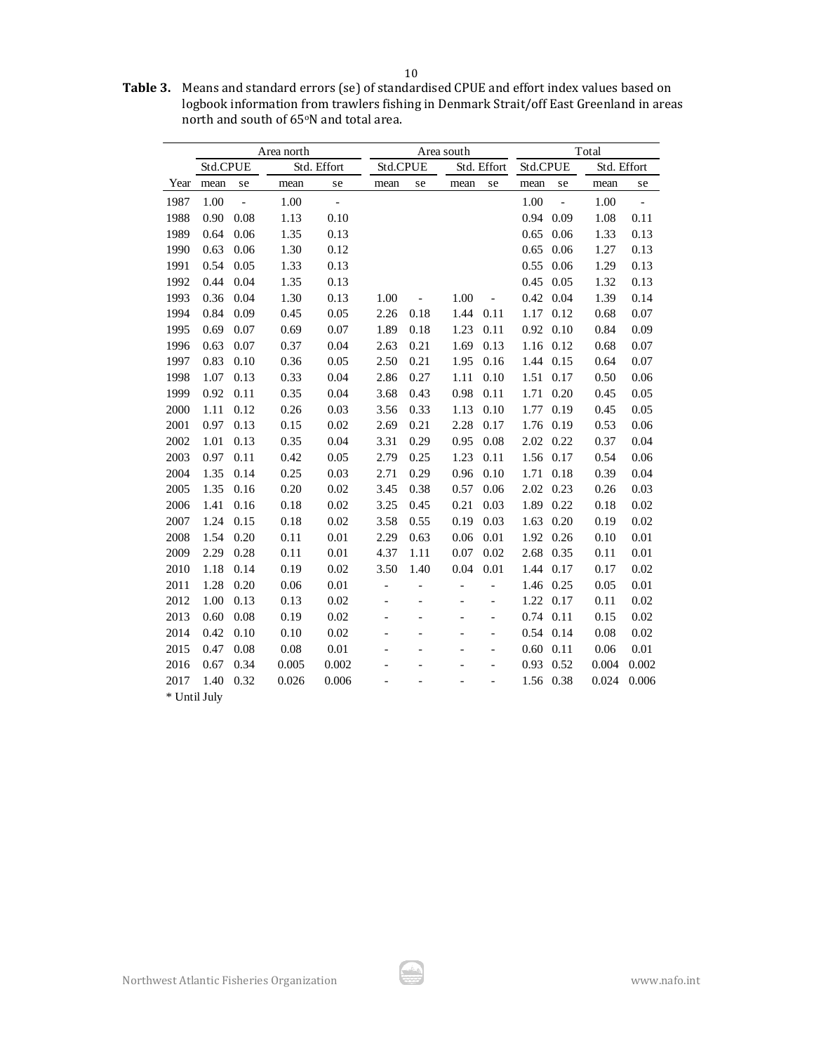**Table 3.** Means and standard errors (se) of standardised CPUE and effort index values based on logbook information from trawlers fishing in Denmark Strait/off East Greenland in areas north and south of 65°N and total area.

| | Area north | | | | Area south | | | | Total | | | |
|---|---|---|---|---|---|---|---|---|---|---|---|---|
| | Std.CPUE | | Std. Effort | | Std.CPUE | | Std. Effort | | Std.CPUE | | Std. Effort | |
| Year | mean | se | mean | se | mean | se | mean | se | mean | se | mean | se |
| 1987 | 1.00 | - | 1.00 | - | | | | | 1.00 | - | 1.00 | - |
| 1988 | 0.90 | 0.08 | 1.13 | 0.10 | | | | | 0.94 | 0.09 | 1.08 | 0.11 |
| 1989 | 0.64 | 0.06 | 1.35 | 0.13 | | | | | 0.65 | 0.06 | 1.33 | 0.13 |
| 1990 | 0.63 | 0.06 | 1.30 | 0.12 | | | | | 0.65 | 0.06 | 1.27 | 0.13 |
| 1991 | 0.54 | 0.05 | 1.33 | 0.13 | | | | | 0.55 | 0.06 | 1.29 | 0.13 |
| 1992 | 0.44 | 0.04 | 1.35 | 0.13 | | | | | 0.45 | 0.05 | 1.32 | 0.13 |
| 1993 | 0.36 | 0.04 | 1.30 | 0.13 | 1.00 | - | 1.00 | - | 0.42 | 0.04 | 1.39 | 0.14 |
| 1994 | 0.84 | 0.09 | 0.45 | 0.05 | 2.26 | 0.18 | 1.44 | 0.11 | 1.17 | 0.12 | 0.68 | 0.07 |
| 1995 | 0.69 | 0.07 | 0.69 | 0.07 | 1.89 | 0.18 | 1.23 | 0.11 | 0.92 | 0.10 | 0.84 | 0.09 |
| 1996 | 0.63 | 0.07 | 0.37 | 0.04 | 2.63 | 0.21 | 1.69 | 0.13 | 1.16 | 0.12 | 0.68 | 0.07 |
| 1997 | 0.83 | 0.10 | 0.36 | 0.05 | 2.50 | 0.21 | 1.95 | 0.16 | 1.44 | 0.15 | 0.64 | 0.07 |
| 1998 | 1.07 | 0.13 | 0.33 | 0.04 | 2.86 | 0.27 | 1.11 | 0.10 | 1.51 | 0.17 | 0.50 | 0.06 |
| 1999 | 0.92 | 0.11 | 0.35 | 0.04 | 3.68 | 0.43 | 0.98 | 0.11 | 1.71 | 0.20 | 0.45 | 0.05 |
| 2000 | 1.11 | 0.12 | 0.26 | 0.03 | 3.56 | 0.33 | 1.13 | 0.10 | 1.77 | 0.19 | 0.45 | 0.05 |
| 2001 | 0.97 | 0.13 | 0.15 | 0.02 | 2.69 | 0.21 | 2.28 | 0.17 | 1.76 | 0.19 | 0.53 | 0.06 |
| 2002 | 1.01 | 0.13 | 0.35 | 0.04 | 3.31 | 0.29 | 0.95 | 0.08 | 2.02 | 0.22 | 0.37 | 0.04 |
| 2003 | 0.97 | 0.11 | 0.42 | 0.05 | 2.79 | 0.25 | 1.23 | 0.11 | 1.56 | 0.17 | 0.54 | 0.06 |
| 2004 | 1.35 | 0.14 | 0.25 | 0.03 | 2.71 | 0.29 | 0.96 | 0.10 | 1.71 | 0.18 | 0.39 | 0.04 |
| 2005 | 1.35 | 0.16 | 0.20 | 0.02 | 3.45 | 0.38 | 0.57 | 0.06 | 2.02 | 0.23 | 0.26 | 0.03 |
| 2006 | 1.41 | 0.16 | 0.18 | 0.02 | 3.25 | 0.45 | 0.21 | 0.03 | 1.89 | 0.22 | 0.18 | 0.02 |
| 2007 | 1.24 | 0.15 | 0.18 | 0.02 | 3.58 | 0.55 | 0.19 | 0.03 | 1.63 | 0.20 | 0.19 | 0.02 |
| 2008 | 1.54 | 0.20 | 0.11 | 0.01 | 2.29 | 0.63 | 0.06 | 0.01 | 1.92 | 0.26 | 0.10 | 0.01 |
| 2009 | 2.29 | 0.28 | 0.11 | 0.01 | 4.37 | 1.11 | 0.07 | 0.02 | 2.68 | 0.35 | 0.11 | 0.01 |
| 2010 | 1.18 | 0.14 | 0.19 | 0.02 | 3.50 | 1.40 | 0.04 | 0.01 | 1.44 | 0.17 | 0.17 | 0.02 |
| 2011 | 1.28 | 0.20 | 0.06 | 0.01 | - | - | - | - | 1.46 | 0.25 | 0.05 | 0.01 |
| 2012 | 1.00 | 0.13 | 0.13 | 0.02 | - | - | - | - | 1.22 | 0.17 | 0.11 | 0.02 |
| 2013 | 0.60 | 0.08 | 0.19 | 0.02 | - | - | - | - | 0.74 | 0.11 | 0.15 | 0.02 |
| 2014 | 0.42 | 0.10 | 0.10 | 0.02 | - | - | - | - | 0.54 | 0.14 | 0.08 | 0.02 |
| 2015 | 0.47 | 0.08 | 0.08 | 0.01 | - | - | - | - | 0.60 | 0.11 | 0.06 | 0.01 |
| 2016 | 0.67 | 0.34 | 0.005 | 0.002 | - | - | - | - | 0.93 | 0.52 | 0.004 | 0.002 |
| 2017 | 1.40 | 0.32 | 0.026 | 0.006 | - | - | - | - | 1.56 | 0.38 | 0.024 | 0.006 |

* Until July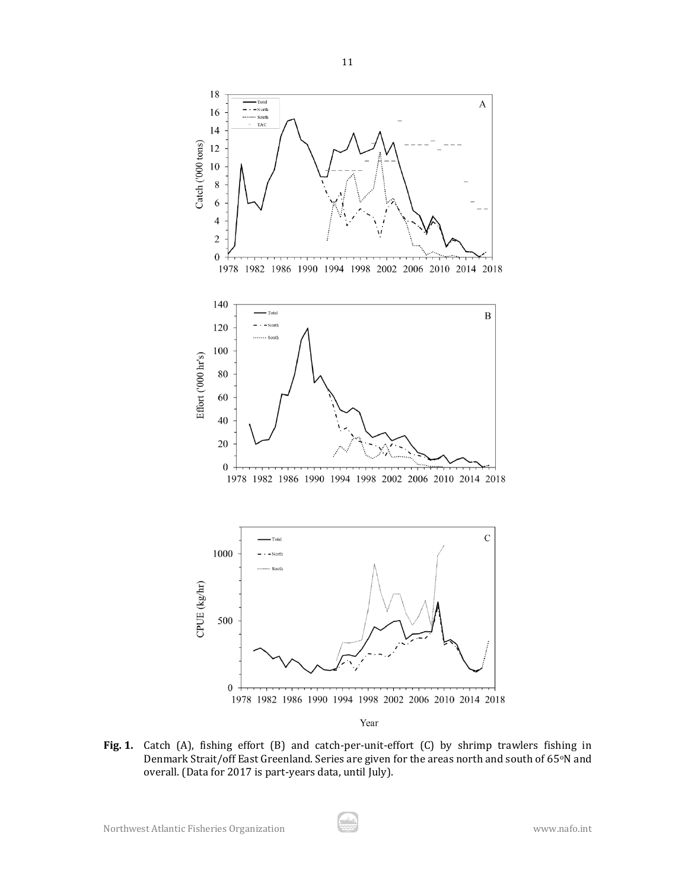**Fig. 1.** Catch (A), fishing effort (B) and catch-per-unit-effort (C) by shrimp trawlers fishing in Denmark Strait/off East Greenland. Series are given for the areas north and south of 65°N and overall. (Data for 2017 is part-years data, until July).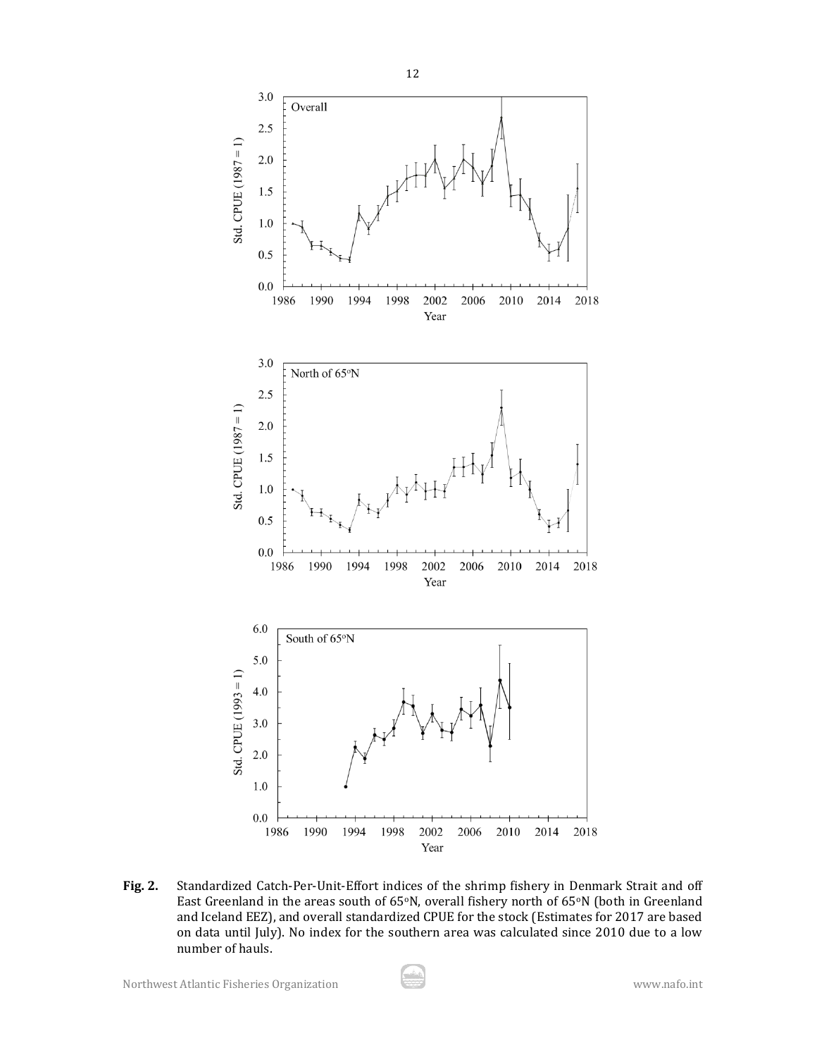**Fig. 2.** Standardized Catch-Per-Unit-Effort indices of the shrimp fishery in Denmark Strait and off East Greenland in the areas south of 65°N, overall fishery north of 65°N (both in Greenland and Iceland EEZ), and overall standardized CPUE for the stock (Estimates for 2017 are based on data until July). No index for the southern area was calculated since 2010 due to a low number of hauls.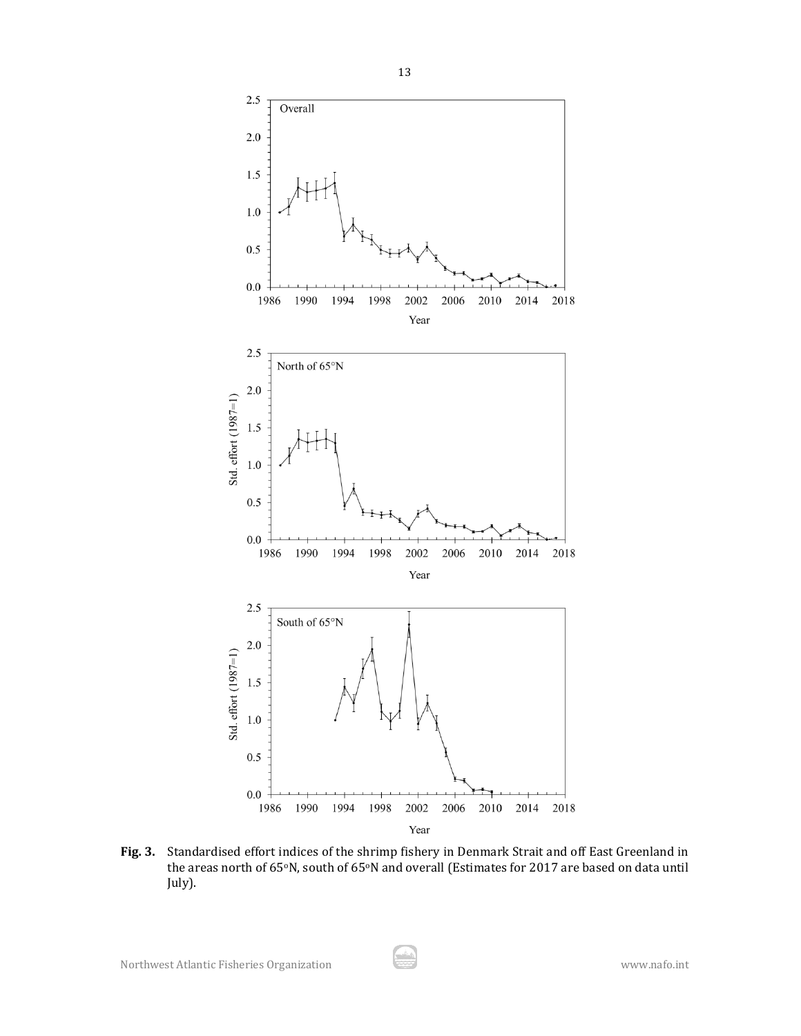**Fig. 3.** Standardised effort indices of the shrimp fishery in Denmark Strait and off East Greenland in the areas north of 65°N, south of 65°N and overall (Estimates for 2017 are based on data until July).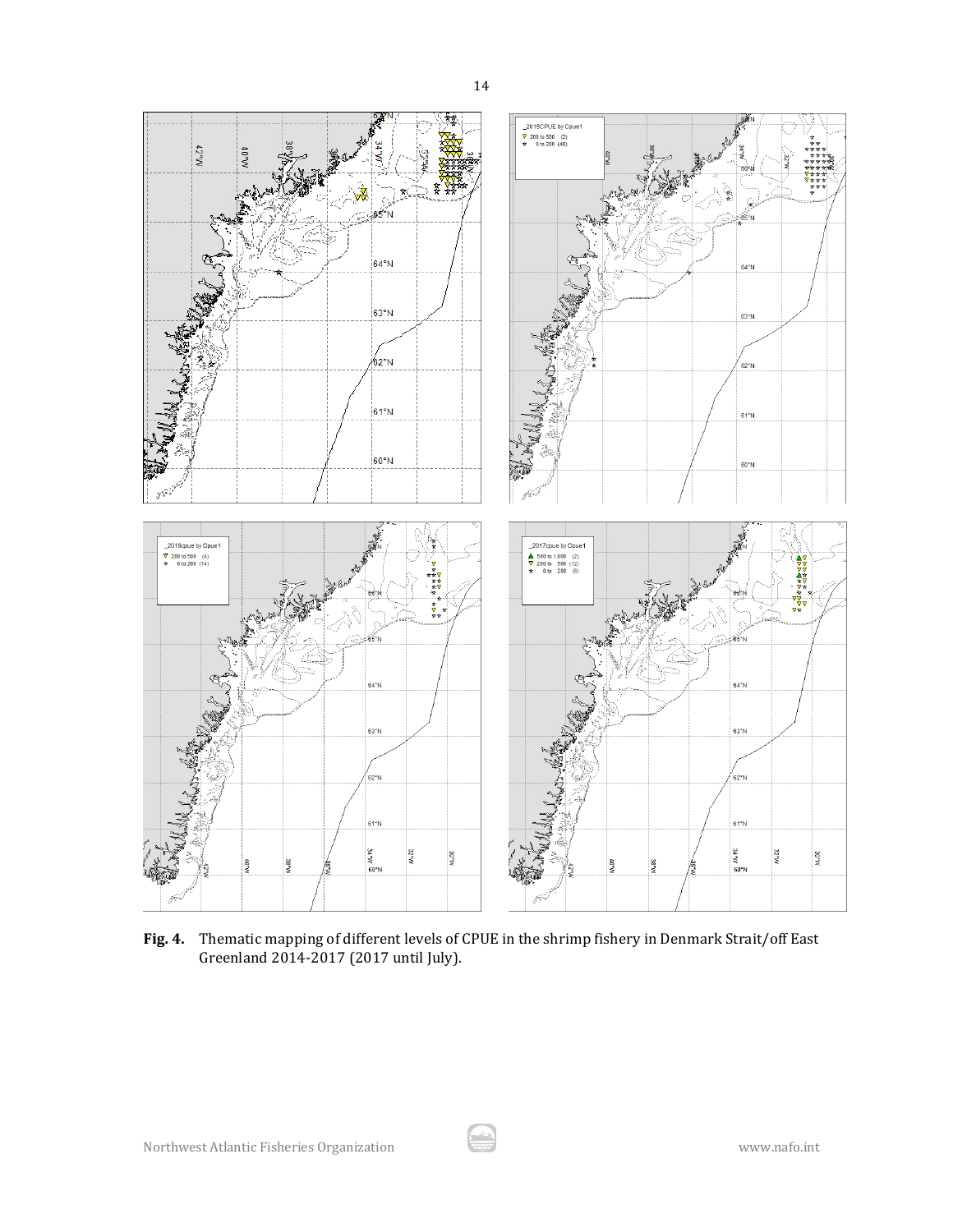**Fig. 4.** Thematic mapping of different levels of CPUE in the shrimp fishery in Denmark Strait/off East Greenland 2014-2017 (2017 until July).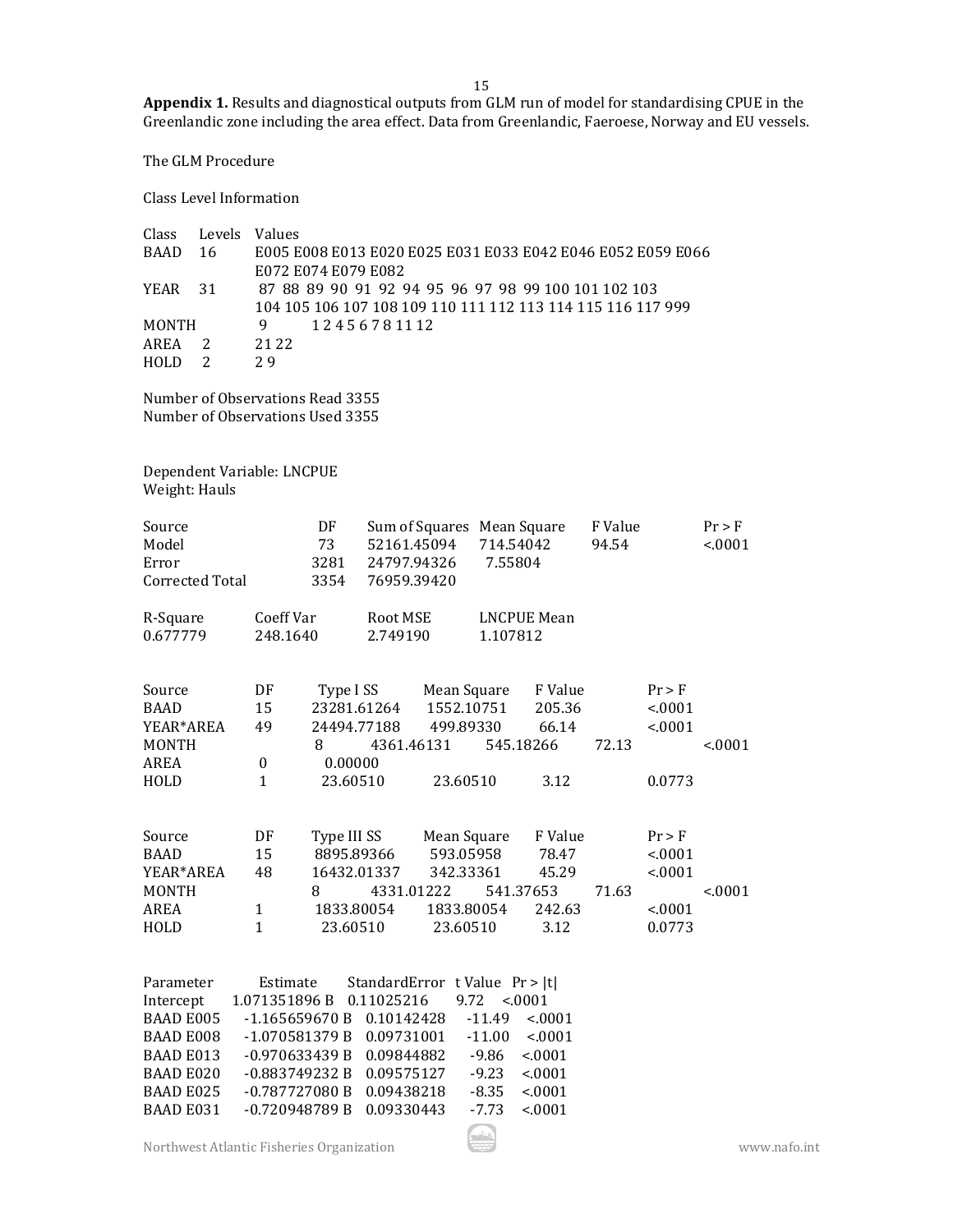**Appendix 1.** Results and diagnostical outputs from GLM run of model for standardising CPUE in the Greenlandic zone including the area effect. Data from Greenlandic, Faeroese, Norway and EU vessels.

The GLM Procedure

Class Level Information

| Class | Levels | Values |
|---|---|---|
| BAAD | 16 | E005 E008 E013 E020 E025 E031 E033 E042 E046 E052 E059 E066 E072 E074 E079 E082 |
| YEAR | 31 | 87 88 89 90 91 92 94 95 96 97 98 99 100 101 102 103 104 105 106 107 108 109 110 111 112 113 114 115 116 117 999 |
| MONTH | 9 | 1 2 4 5 6 7 8 11 12 |
| AREA | 2 | 21 22 |
| HOLD | 2 | 2 9 |

Number of Observations Read 3355
Number of Observations Used 3355

Dependent Variable: LNCPUE
Weight: Hauls

| Source | DF | Sum of Squares | Mean Square | F Value | Pr > F |
|---|---|---|---|---|---|
| Model | 73 | 52161.45094 | 714.54042 | 94.54 | <.0001 |
| Error | 3281 | 24797.94326 | 7.55804 | | |
| Corrected Total | 3354 | 76959.39420 | | | |

| R-Square | Coeff Var | Root MSE | LNCPUE Mean |
|---|---|---|---|
| 0.677779 | 248.1640 | 2.749190 | 1.107812 |

| Source | DF | Type I SS | Mean Square | F Value | Pr > F |
|---|---|---|---|---|---|
| BAAD | 15 | 23281.61264 | 1552.10751 | 205.36 | <.0001 |
| YEAR*AREA | 49 | 24494.77188 | 499.89330 | 66.14 | <.0001 |
| MONTH | 8 | 4361.46131 | 545.18266 | 72.13 | <.0001 |
| AREA | 0 | 0.00000 | | | |
| HOLD | 1 | 23.60510 | 23.60510 | 3.12 | 0.0773 |

| Source | DF | Type III SS | Mean Square | F Value | Pr > F |
|---|---|---|---|---|---|
| BAAD | 15 | 8895.89366 | 593.05958 | 78.47 | <.0001 |
| YEAR*AREA | 48 | 16432.01337 | 342.33361 | 45.29 | <.0001 |
| MONTH | 8 | 4331.01222 | 541.37653 | 71.63 | <.0001 |
| AREA | 1 | 1833.80054 | 1833.80054 | 242.63 | <.0001 |
| HOLD | 1 | 23.60510 | 23.60510 | 3.12 | 0.0773 |

| Parameter | Estimate | | StandardError | t Value | Pr > \|t\| |
|---|---|---|---|---|---|
| Intercept | 1.071351896 | B | 0.11025216 | 9.72 | <.0001 |
| BAAD E005 | -1.165659670 | B | 0.10142428 | -11.49 | <.0001 |
| BAAD E008 | -1.070581379 | B | 0.09731001 | -11.00 | <.0001 |
| BAAD E013 | -0.970633439 | B | 0.09844882 | -9.86 | <.0001 |
| BAAD E020 | -0.883749232 | B | 0.09575127 | -9.23 | <.0001 |
| BAAD E025 | -0.787727080 | B | 0.09438218 | -8.35 | <.0001 |
| BAAD E031 | -0.720948789 | B | 0.09330443 | -7.73 | <.0001 |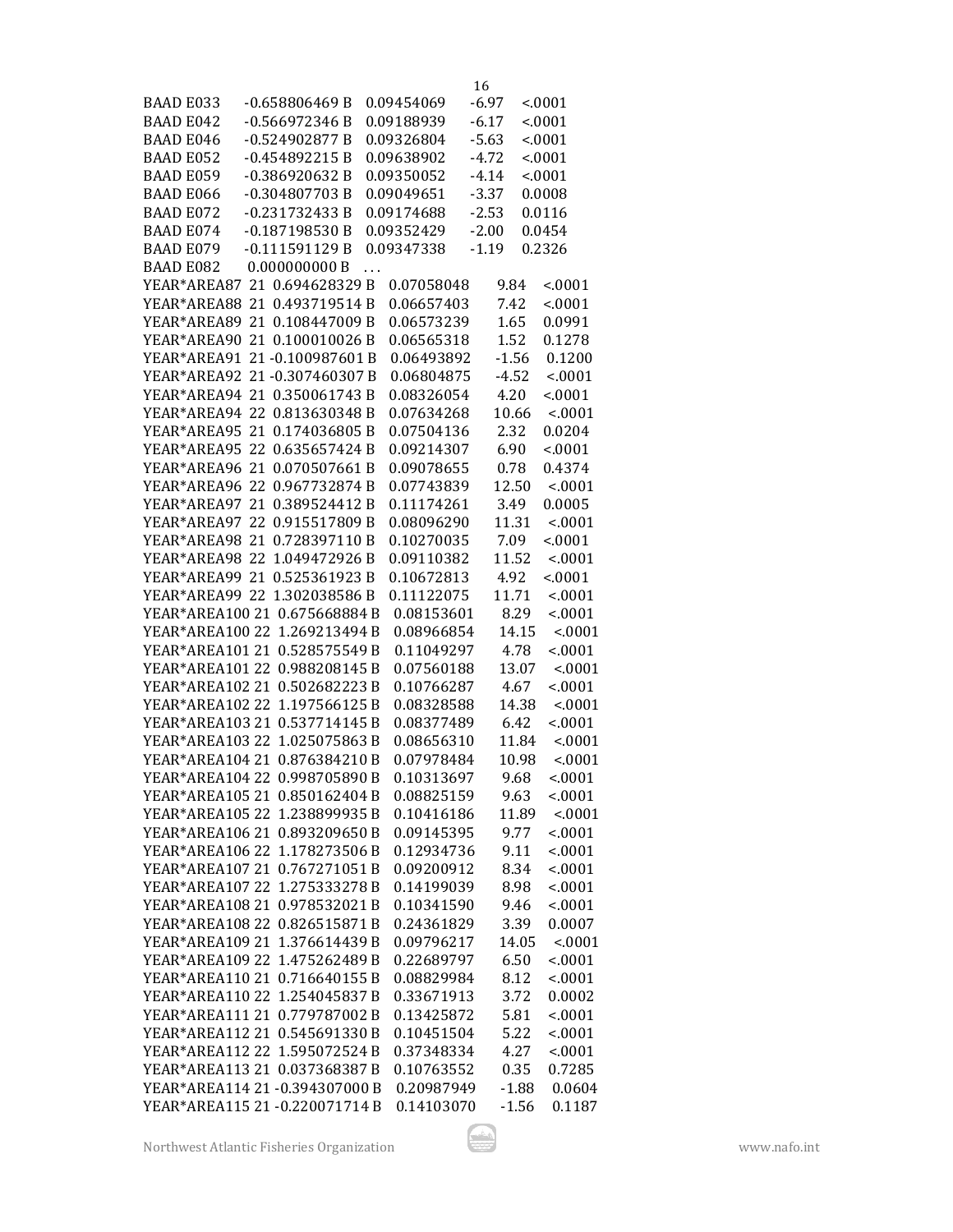| | | | | | |
|---|---|---|---|---|---|
| BAAD E033 | | -0.658806469 B | 0.09454069 | -6.97 | <.0001 |
| BAAD E042 | | -0.566972346 B | 0.09188939 | -6.17 | <.0001 |
| BAAD E046 | | -0.524902877 B | 0.09326804 | -5.63 | <.0001 |
| BAAD E052 | | -0.454892215 B | 0.09638902 | -4.72 | <.0001 |
| BAAD E059 | | -0.386920632 B | 0.09350052 | -4.14 | <.0001 |
| BAAD E066 | | -0.304807703 B | 0.09049651 | -3.37 | 0.0008 |
| BAAD E072 | | -0.231732433 B | 0.09174688 | -2.53 | 0.0116 |
| BAAD E074 | | -0.187198530 B | 0.09352429 | -2.00 | 0.0454 |
| BAAD E079 | | -0.111591129 B | 0.09347338 | -1.19 | 0.2326 |
| BAAD E082 | | 0.000000000 B | ... | | |
| YEAR*AREA87 | 21 | 0.694628329 B | 0.07058048 | 9.84 | <.0001 |
| YEAR*AREA88 | 21 | 0.493719514 B | 0.06657403 | 7.42 | <.0001 |
| YEAR*AREA89 | 21 | 0.108447009 B | 0.06573239 | 1.65 | 0.0991 |
| YEAR*AREA90 | 21 | 0.100010026 B | 0.06565318 | 1.52 | 0.1278 |
| YEAR*AREA91 | 21 | -0.100987601 B | 0.06493892 | -1.56 | 0.1200 |
| YEAR*AREA92 | 21 | -0.307460307 B | 0.06804875 | -4.52 | <.0001 |
| YEAR*AREA94 | 21 | 0.350061743 B | 0.08326054 | 4.20 | <.0001 |
| YEAR*AREA94 | 22 | 0.813630348 B | 0.07634268 | 10.66 | <.0001 |
| YEAR*AREA95 | 21 | 0.174036805 B | 0.07504136 | 2.32 | 0.0204 |
| YEAR*AREA95 | 22 | 0.635657424 B | 0.09214307 | 6.90 | <.0001 |
| YEAR*AREA96 | 21 | 0.070507661 B | 0.09078655 | 0.78 | 0.4374 |
| YEAR*AREA96 | 22 | 0.967732874 B | 0.07743839 | 12.50 | <.0001 |
| YEAR*AREA97 | 21 | 0.389524412 B | 0.11174261 | 3.49 | 0.0005 |
| YEAR*AREA97 | 22 | 0.915517809 B | 0.08096290 | 11.31 | <.0001 |
| YEAR*AREA98 | 21 | 0.728397110 B | 0.10270035 | 7.09 | <.0001 |
| YEAR*AREA98 | 22 | 1.049472926 B | 0.09110382 | 11.52 | <.0001 |
| YEAR*AREA99 | 21 | 0.525361923 B | 0.10672813 | 4.92 | <.0001 |
| YEAR*AREA99 | 22 | 1.302038586 B | 0.11122075 | 11.71 | <.0001 |
| YEAR*AREA100 | 21 | 0.675668884 B | 0.08153601 | 8.29 | <.0001 |
| YEAR*AREA100 | 22 | 1.269213494 B | 0.08966854 | 14.15 | <.0001 |
| YEAR*AREA101 | 21 | 0.528575549 B | 0.11049297 | 4.78 | <.0001 |
| YEAR*AREA101 | 22 | 0.988208145 B | 0.07560188 | 13.07 | <.0001 |
| YEAR*AREA102 | 21 | 0.502682223 B | 0.10766287 | 4.67 | <.0001 |
| YEAR*AREA102 | 22 | 1.197566125 B | 0.08328588 | 14.38 | <.0001 |
| YEAR*AREA103 | 21 | 0.537714145 B | 0.08377489 | 6.42 | <.0001 |
| YEAR*AREA103 | 22 | 1.025075863 B | 0.08656310 | 11.84 | <.0001 |
| YEAR*AREA104 | 21 | 0.876384210 B | 0.07978484 | 10.98 | <.0001 |
| YEAR*AREA104 | 22 | 0.998705890 B | 0.10313697 | 9.68 | <.0001 |
| YEAR*AREA105 | 21 | 0.850162404 B | 0.08825159 | 9.63 | <.0001 |
| YEAR*AREA105 | 22 | 1.238899935 B | 0.10416186 | 11.89 | <.0001 |
| YEAR*AREA106 | 21 | 0.893209650 B | 0.09145395 | 9.77 | <.0001 |
| YEAR*AREA106 | 22 | 1.178273506 B | 0.12934736 | 9.11 | <.0001 |
| YEAR*AREA107 | 21 | 0.767271051 B | 0.09200912 | 8.34 | <.0001 |
| YEAR*AREA107 | 22 | 1.275333278 B | 0.14199039 | 8.98 | <.0001 |
| YEAR*AREA108 | 21 | 0.978532021 B | 0.10341590 | 9.46 | <.0001 |
| YEAR*AREA108 | 22 | 0.826515871 B | 0.24361829 | 3.39 | 0.0007 |
| YEAR*AREA109 | 21 | 1.376614439 B | 0.09796217 | 14.05 | <.0001 |
| YEAR*AREA109 | 22 | 1.475262489 B | 0.22689797 | 6.50 | <.0001 |
| YEAR*AREA110 | 21 | 0.716640155 B | 0.08829984 | 8.12 | <.0001 |
| YEAR*AREA110 | 22 | 1.254045837 B | 0.33671913 | 3.72 | 0.0002 |
| YEAR*AREA111 | 21 | 0.779787002 B | 0.13425872 | 5.81 | <.0001 |
| YEAR*AREA112 | 21 | 0.545691330 B | 0.10451504 | 5.22 | <.0001 |
| YEAR*AREA112 | 22 | 1.595072524 B | 0.37348334 | 4.27 | <.0001 |
| YEAR*AREA113 | 21 | 0.037368387 B | 0.10763552 | 0.35 | 0.7285 |
| YEAR*AREA114 | 21 | -0.394307000 B | 0.20987949 | -1.88 | 0.0604 |
| YEAR*AREA115 | 21 | -0.220071714 B | 0.14103070 | -1.56 | 0.1187 |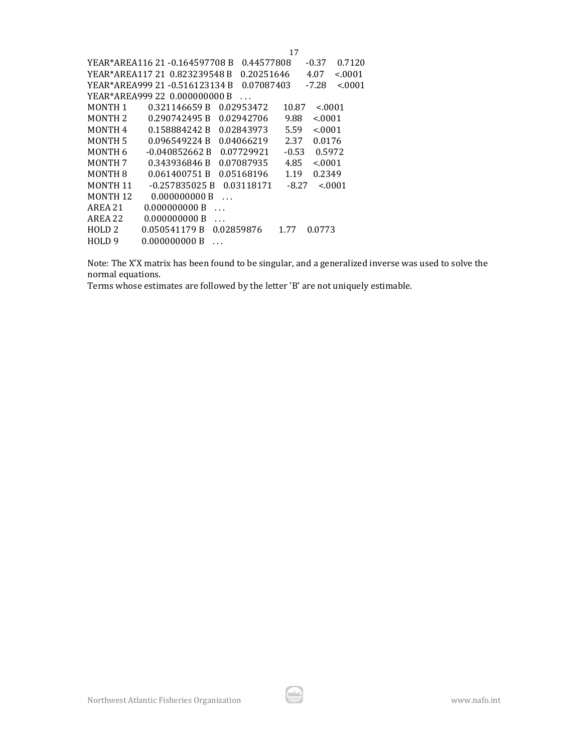| | | | | | |
|---|---|---|---|---|---|
| YEAR*AREA116 | 21 | -0.164597708 B | 0.44577808 | -0.37 | 0.7120 |
| YEAR*AREA117 | 21 | 0.823239548 B | 0.20251646 | 4.07 | <.0001 |
| YEAR*AREA999 | 21 | -0.516123134 B | 0.07087403 | -7.28 | <.0001 |
| YEAR*AREA999 | 22 | 0.000000000 B | . | . | . |
| MONTH | 1 | 0.321146659 B | 0.02953472 | 10.87 | <.0001 |
| MONTH | 2 | 0.290742495 B | 0.02942706 | 9.88 | <.0001 |
| MONTH | 4 | 0.158884242 B | 0.02843973 | 5.59 | <.0001 |
| MONTH | 5 | 0.096549224 B | 0.04066219 | 2.37 | 0.0176 |
| MONTH | 6 | -0.040852662 B | 0.07729921 | -0.53 | 0.5972 |
| MONTH | 7 | 0.343936846 B | 0.07087935 | 4.85 | <.0001 |
| MONTH | 8 | 0.061400751 B | 0.05168196 | 1.19 | 0.2349 |
| MONTH | 11 | -0.257835025 B | 0.03118171 | -8.27 | <.0001 |
| MONTH | 12 | 0.000000000 B | . | . | . |
| AREA | 21 | 0.000000000 B | . | . | . |
| AREA | 22 | 0.000000000 B | . | . | . |
| HOLD | 2 | 0.050541179 B | 0.02859876 | 1.77 | 0.0773 |
| HOLD | 9 | 0.000000000 B | . | . | . |

Note: The X'X matrix has been found to be singular, and a generalized inverse was used to solve the normal equations.
Terms whose estimates are followed by the letter 'B' are not uniquely estimable.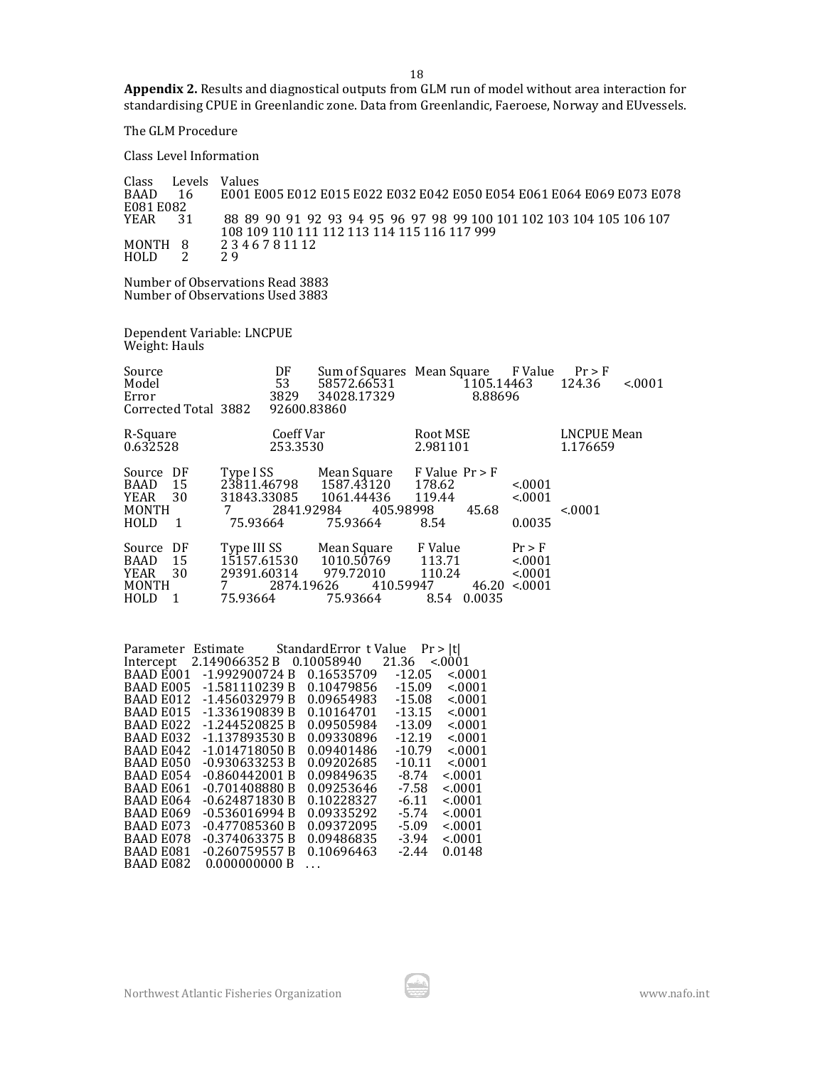**Appendix 2.** Results and diagnostical outputs from GLM run of model without area interaction for standardising CPUE in Greenlandic zone. Data from Greenlandic, Faeroese, Norway and EUvessels.

The GLM Procedure

Class Level Information

| Class | Levels | Values |
|---|---|---|
| BAAD | 16 | E001 E005 E012 E015 E022 E032 E042 E050 E054 E061 E064 E069 E073 E078 E081 E082 |
| YEAR | 31 | 88 89 90 91 92 93 94 95 96 97 98 99 100 101 102 103 104 105 106 107 108 109 110 111 112 113 114 115 116 117 999 |
| MONTH | 8 | 2 3 4 6 7 8 11 12 |
| HOLD | 2 | 2 9 |

Number of Observations Read 3883
Number of Observations Used 3883

Dependent Variable: LNCPUE
Weight: Hauls

| Source | DF | Sum of Squares | Mean Square | F Value | Pr > F |
|---|---|---|---|---|---|
| Model | 53 | 58572.66531 | 1105.14463 | 124.36 | <.0001 |
| Error | 3829 | 34028.17329 | 8.88696 | | |
| Corrected Total | 3882 | 92600.83860 | | | |

| R-Square | Coeff Var | Root MSE | LNCPUE Mean |
|---|---|---|---|
| 0.632528 | 253.3530 | 2.981101 | 1.176659 |

| Source | DF | Type I SS | Mean Square | F Value | Pr > F |
|---|---|---|---|---|---|
| BAAD | 15 | 23811.46798 | 1587.43120 | 178.62 | <.0001 |
| YEAR | 30 | 31843.33085 | 1061.44436 | 119.44 | <.0001 |
| MONTH | 7 | 2841.92984 | 405.98998 | 45.68 | <.0001 |
| HOLD | 1 | 75.93664 | 75.93664 | 8.54 | 0.0035 |

| Source | DF | Type III SS | Mean Square | F Value | Pr > F |
|---|---|---|---|---|---|
| BAAD | 15 | 15157.61530 | 1010.50769 | 113.71 | <.0001 |
| YEAR | 30 | 29391.60314 | 979.72010 | 110.24 | <.0001 |
| MONTH | 7 | 2874.19626 | 410.59947 | 46.20 | <.0001 |
| HOLD | 1 | 75.93664 | 75.93664 | 8.54 | 0.0035 |

| Parameter | Estimate | | StandardError | t Value | Pr > \|t\| |
|---|---|---|---|---|---|
| Intercept | 2.149066352 | B | 0.10058940 | 21.36 | <.0001 |
| BAAD E001 | -1.992900724 | B | 0.16535709 | -12.05 | <.0001 |
| BAAD E005 | -1.581110239 | B | 0.10479856 | -15.09 | <.0001 |
| BAAD E012 | -1.456032979 | B | 0.09654983 | -15.08 | <.0001 |
| BAAD E015 | -1.336190839 | B | 0.10164701 | -13.15 | <.0001 |
| BAAD E022 | -1.244520825 | B | 0.09505984 | -13.09 | <.0001 |
| BAAD E032 | -1.137893530 | B | 0.09330896 | -12.19 | <.0001 |
| BAAD E042 | -1.014718050 | B | 0.09401486 | -10.79 | <.0001 |
| BAAD E050 | -0.930633253 | B | 0.09202685 | -10.11 | <.0001 |
| BAAD E054 | -0.860442001 | B | 0.09849635 | -8.74 | <.0001 |
| BAAD E061 | -0.701408880 | B | 0.09253646 | -7.58 | <.0001 |
| BAAD E064 | -0.624871830 | B | 0.10228327 | -6.11 | <.0001 |
| BAAD E069 | -0.536016994 | B | 0.09335292 | -5.74 | <.0001 |
| BAAD E073 | -0.477085360 | B | 0.09372095 | -5.09 | <.0001 |
| BAAD E078 | -0.374063375 | B | 0.09486835 | -3.94 | <.0001 |
| BAAD E081 | -0.260759557 | B | 0.10696463 | -2.44 | 0.0148 |
| BAAD E082 | 0.000000000 | B | ... | | |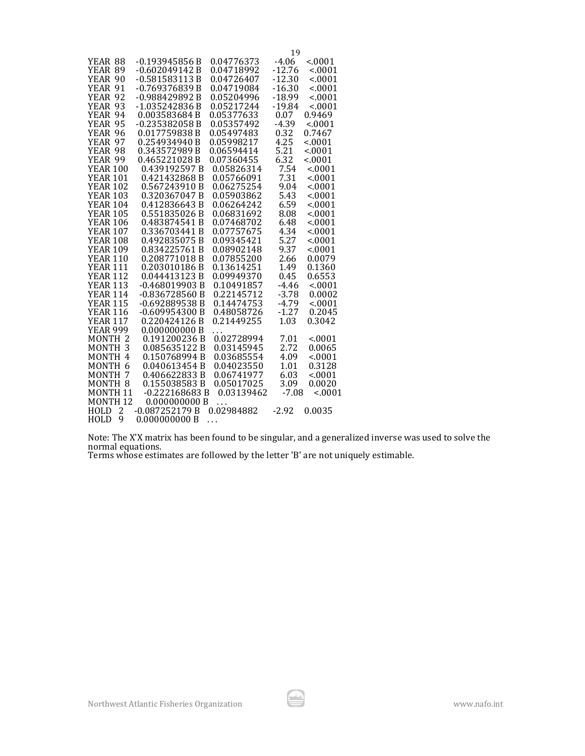| | | | | |
|---|---|---|---|---|
| YEAR 88 | -0.193945856 B | 0.04776373 | -4.06 | <.0001 |
| YEAR 89 | -0.602049142 B | 0.04718992 | -12.76 | <.0001 |
| YEAR 90 | -0.581583113 B | 0.04726407 | -12.30 | <.0001 |
| YEAR 91 | -0.769376839 B | 0.04719084 | -16.30 | <.0001 |
| YEAR 92 | -0.988429892 B | 0.05204996 | -18.99 | <.0001 |
| YEAR 93 | -1.035242836 B | 0.05217244 | -19.84 | <.0001 |
| YEAR 94 | 0.003583684 B | 0.05377633 | 0.07 | 0.9469 |
| YEAR 95 | -0.235382058 B | 0.05357492 | -4.39 | <.0001 |
| YEAR 96 | 0.017759838 B | 0.05497483 | 0.32 | 0.7467 |
| YEAR 97 | 0.254934940 B | 0.05998217 | 4.25 | <.0001 |
| YEAR 98 | 0.343572989 B | 0.06594414 | 5.21 | <.0001 |
| YEAR 99 | 0.465221028 B | 0.07360455 | 6.32 | <.0001 |
| YEAR 100 | 0.439192597 B | 0.05826314 | 7.54 | <.0001 |
| YEAR 101 | 0.421432868 B | 0.05766091 | 7.31 | <.0001 |
| YEAR 102 | 0.567243910 B | 0.06275254 | 9.04 | <.0001 |
| YEAR 103 | 0.320367047 B | 0.05903862 | 5.43 | <.0001 |
| YEAR 104 | 0.412836643 B | 0.06264242 | 6.59 | <.0001 |
| YEAR 105 | 0.551835026 B | 0.06831692 | 8.08 | <.0001 |
| YEAR 106 | 0.483874541 B | 0.07468702 | 6.48 | <.0001 |
| YEAR 107 | 0.336703441 B | 0.07757675 | 4.34 | <.0001 |
| YEAR 108 | 0.492835075 B | 0.09345421 | 5.27 | <.0001 |
| YEAR 109 | 0.834225761 B | 0.08902148 | 9.37 | <.0001 |
| YEAR 110 | 0.208771018 B | 0.07855200 | 2.66 | 0.0079 |
| YEAR 111 | 0.203010186 B | 0.13614251 | 1.49 | 0.1360 |
| YEAR 112 | 0.044413123 B | 0.09949370 | 0.45 | 0.6553 |
| YEAR 113 | -0.468019903 B | 0.10491857 | -4.46 | <.0001 |
| YEAR 114 | -0.836728560 B | 0.22145712 | -3.78 | 0.0002 |
| YEAR 115 | -0.692889538 B | 0.14474753 | -4.79 | <.0001 |
| YEAR 116 | -0.609954300 B | 0.48058726 | -1.27 | 0.2045 |
| YEAR 117 | 0.220424126 B | 0.21449255 | 1.03 | 0.3042 |
| YEAR 999 | 0.000000000 B | ... | | |
| MONTH 2 | 0.191200236 B | 0.02728994 | 7.01 | <.0001 |
| MONTH 3 | 0.085635122 B | 0.03145945 | 2.72 | 0.0065 |
| MONTH 4 | 0.150768994 B | 0.03685554 | 4.09 | <.0001 |
| MONTH 6 | 0.040613454 B | 0.04023550 | 1.01 | 0.3128 |
| MONTH 7 | 0.406622833 B | 0.06741977 | 6.03 | <.0001 |
| MONTH 8 | 0.155038583 B | 0.05017025 | 3.09 | 0.0020 |
| MONTH 11 | -0.222168683 B | 0.03139462 | -7.08 | <.0001 |
| MONTH 12 | 0.000000000 B | ... | | |
| HOLD 2 | -0.087252179 B | 0.02984882 | -2.92 | 0.0035 |
| HOLD 9 | 0.000000000 B | ... | | |

Note: The X'X matrix has been found to be singular, and a generalized inverse was used to solve the normal equations.
Terms whose estimates are followed by the letter 'B' are not uniquely estimable.